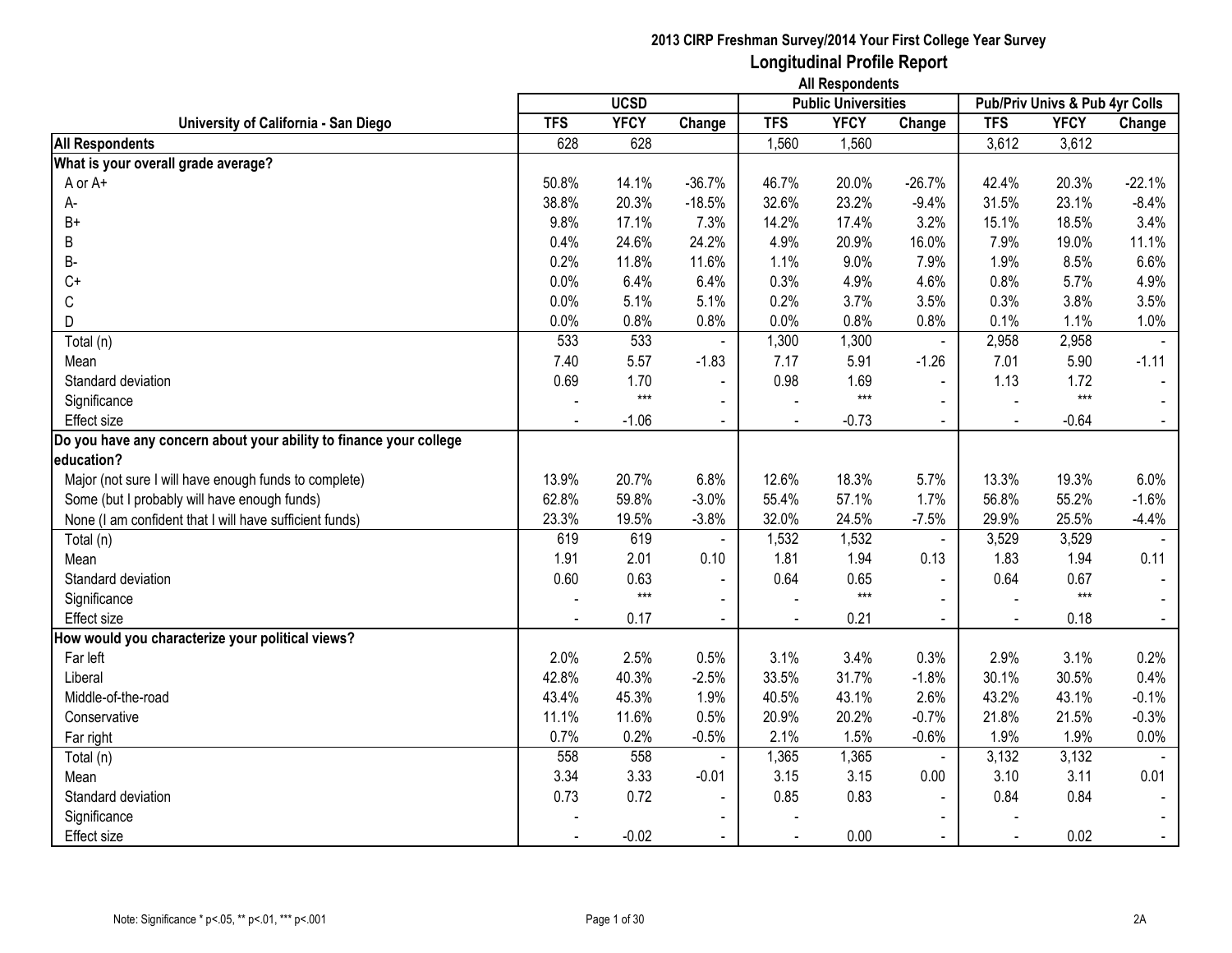# 2013 CIRP Freshman Survey/2014 Your First College Year Survey

## Longitudinal Profile Report

### All Respondents

| University of California - San Diego | UCSD | | | Public Universities | | | Pub/Priv Univs & Pub 4yr Colls | | |
|---|---|---|---|---|---|---|---|---|---|
| | TFS | YFCY | Change | TFS | YFCY | Change | TFS | YFCY | Change |
| **All Respondents** | 628 | 628 | | 1,560 | 1,560 | | 3,612 | 3,612 | |
| **What is your overall grade average?** | | | | | | | | | |
| A or A+ | 50.8% | 14.1% | -36.7% | 46.7% | 20.0% | -26.7% | 42.4% | 20.3% | -22.1% |
| A- | 38.8% | 20.3% | -18.5% | 32.6% | 23.2% | -9.4% | 31.5% | 23.1% | -8.4% |
| B+ | 9.8% | 17.1% | 7.3% | 14.2% | 17.4% | 3.2% | 15.1% | 18.5% | 3.4% |
| B | 0.4% | 24.6% | 24.2% | 4.9% | 20.9% | 16.0% | 7.9% | 19.0% | 11.1% |
| B- | 0.2% | 11.8% | 11.6% | 1.1% | 9.0% | 7.9% | 1.9% | 8.5% | 6.6% |
| C+ | 0.0% | 6.4% | 6.4% | 0.3% | 4.9% | 4.6% | 0.8% | 5.7% | 4.9% |
| C | 0.0% | 5.1% | 5.1% | 0.2% | 3.7% | 3.5% | 0.3% | 3.8% | 3.5% |
| D | 0.0% | 0.8% | 0.8% | 0.0% | 0.8% | 0.8% | 0.1% | 1.1% | 1.0% |
| Total (n) | 533 | 533 | - | 1,300 | 1,300 | - | 2,958 | 2,958 | - |
| Mean | 7.40 | 5.57 | -1.83 | 7.17 | 5.91 | -1.26 | 7.01 | 5.90 | -1.11 |
| Standard deviation | 0.69 | 1.70 | - | 0.98 | 1.69 | - | 1.13 | 1.72 | - |
| Significance | - | *** | - | - | *** | - | - | *** | - |
| Effect size | - | -1.06 | - | - | -0.73 | - | - | -0.64 | - |
| **Do you have any concern about your ability to finance your college education?** | | | | | | | | | |
| Major (not sure I will have enough funds to complete) | 13.9% | 20.7% | 6.8% | 12.6% | 18.3% | 5.7% | 13.3% | 19.3% | 6.0% |
| Some (but I probably will have enough funds) | 62.8% | 59.8% | -3.0% | 55.4% | 57.1% | 1.7% | 56.8% | 55.2% | -1.6% |
| None (I am confident that I will have sufficient funds) | 23.3% | 19.5% | -3.8% | 32.0% | 24.5% | -7.5% | 29.9% | 25.5% | -4.4% |
| Total (n) | 619 | 619 | - | 1,532 | 1,532 | - | 3,529 | 3,529 | - |
| Mean | 1.91 | 2.01 | 0.10 | 1.81 | 1.94 | 0.13 | 1.83 | 1.94 | 0.11 |
| Standard deviation | 0.60 | 0.63 | - | 0.64 | 0.65 | - | 0.64 | 0.67 | - |
| Significance | - | *** | - | - | *** | - | - | *** | - |
| Effect size | - | 0.17 | - | - | 0.21 | - | - | 0.18 | - |
| **How would you characterize your political views?** | | | | | | | | | |
| Far left | 2.0% | 2.5% | 0.5% | 3.1% | 3.4% | 0.3% | 2.9% | 3.1% | 0.2% |
| Liberal | 42.8% | 40.3% | -2.5% | 33.5% | 31.7% | -1.8% | 30.1% | 30.5% | 0.4% |
| Middle-of-the-road | 43.4% | 45.3% | 1.9% | 40.5% | 43.1% | 2.6% | 43.2% | 43.1% | -0.1% |
| Conservative | 11.1% | 11.6% | 0.5% | 20.9% | 20.2% | -0.7% | 21.8% | 21.5% | -0.3% |
| Far right | 0.7% | 0.2% | -0.5% | 2.1% | 1.5% | -0.6% | 1.9% | 1.9% | 0.0% |
| Total (n) | 558 | 558 | - | 1,365 | 1,365 | - | 3,132 | 3,132 | - |
| Mean | 3.34 | 3.33 | -0.01 | 3.15 | 3.15 | 0.00 | 3.10 | 3.11 | 0.01 |
| Standard deviation | 0.73 | 0.72 | - | 0.85 | 0.83 | - | 0.84 | 0.84 | - |
| Significance | - | | - | - | | - | - | | - |
| Effect size | - | -0.02 | - | - | 0.00 | - | - | 0.02 | - |

Note: Significance * p<.05, ** p<.01, *** p<.001

2A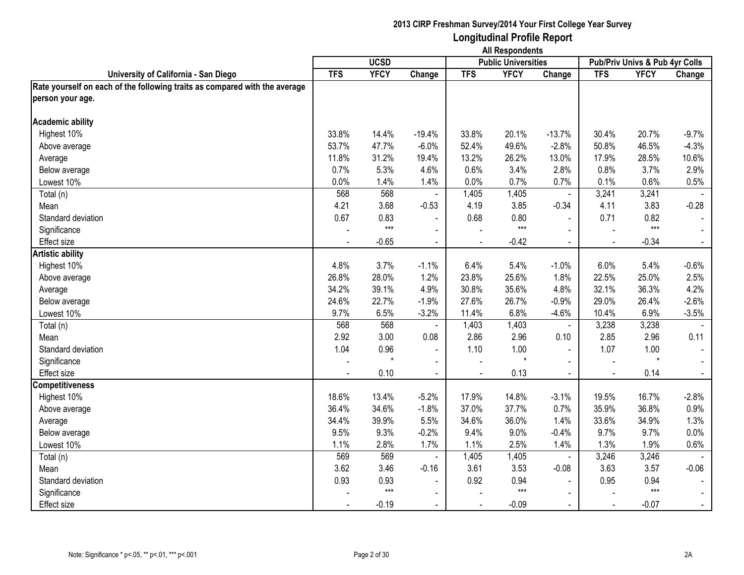## 2013 CIRP Freshman Survey/2014 Your First College Year Survey
## Longitudinal Profile Report
### All Respondents

| University of California - San Diego | UCSD | | | Public Universities | | | Pub/Priv Univs & Pub 4yr Colls | | |
|---|---|---|---|---|---|---|---|---|---|
| | TFS | YFCY | Change | TFS | YFCY | Change | TFS | YFCY | Change |
| **Rate yourself on each of the following traits as compared with the average person your age.** | | | | | | | | | |
| **Academic ability** | | | | | | | | | |
| Highest 10% | 33.8% | 14.4% | -19.4% | 33.8% | 20.1% | -13.7% | 30.4% | 20.7% | -9.7% |
| Above average | 53.7% | 47.7% | -6.0% | 52.4% | 49.6% | -2.8% | 50.8% | 46.5% | -4.3% |
| Average | 11.8% | 31.2% | 19.4% | 13.2% | 26.2% | 13.0% | 17.9% | 28.5% | 10.6% |
| Below average | 0.7% | 5.3% | 4.6% | 0.6% | 3.4% | 2.8% | 0.8% | 3.7% | 2.9% |
| Lowest 10% | 0.0% | 1.4% | 1.4% | 0.0% | 0.7% | 0.7% | 0.1% | 0.6% | 0.5% |
| Total (n) | 568 | 568 | - | 1,405 | 1,405 | - | 3,241 | 3,241 | - |
| Mean | 4.21 | 3.68 | -0.53 | 4.19 | 3.85 | -0.34 | 4.11 | 3.83 | -0.28 |
| Standard deviation | 0.67 | 0.83 | - | 0.68 | 0.80 | - | 0.71 | 0.82 | - |
| Significance | - | *** | - | - | *** | - | - | *** | - |
| Effect size | - | -0.65 | - | - | -0.42 | - | - | -0.34 | - |
| **Artistic ability** | | | | | | | | | |
| Highest 10% | 4.8% | 3.7% | -1.1% | 6.4% | 5.4% | -1.0% | 6.0% | 5.4% | -0.6% |
| Above average | 26.8% | 28.0% | 1.2% | 23.8% | 25.6% | 1.8% | 22.5% | 25.0% | 2.5% |
| Average | 34.2% | 39.1% | 4.9% | 30.8% | 35.6% | 4.8% | 32.1% | 36.3% | 4.2% |
| Below average | 24.6% | 22.7% | -1.9% | 27.6% | 26.7% | -0.9% | 29.0% | 26.4% | -2.6% |
| Lowest 10% | 9.7% | 6.5% | -3.2% | 11.4% | 6.8% | -4.6% | 10.4% | 6.9% | -3.5% |
| Total (n) | 568 | 568 | - | 1,403 | 1,403 | - | 3,238 | 3,238 | - |
| Mean | 2.92 | 3.00 | 0.08 | 2.86 | 2.96 | 0.10 | 2.85 | 2.96 | 0.11 |
| Standard deviation | 1.04 | 0.96 | - | 1.10 | 1.00 | - | 1.07 | 1.00 | - |
| Significance | - | * | - | - | * | - | - | * | - |
| Effect size | - | 0.10 | - | - | 0.13 | - | - | 0.14 | - |
| **Competitiveness** | | | | | | | | | |
| Highest 10% | 18.6% | 13.4% | -5.2% | 17.9% | 14.8% | -3.1% | 19.5% | 16.7% | -2.8% |
| Above average | 36.4% | 34.6% | -1.8% | 37.0% | 37.7% | 0.7% | 35.9% | 36.8% | 0.9% |
| Average | 34.4% | 39.9% | 5.5% | 34.6% | 36.0% | 1.4% | 33.6% | 34.9% | 1.3% |
| Below average | 9.5% | 9.3% | -0.2% | 9.4% | 9.0% | -0.4% | 9.7% | 9.7% | 0.0% |
| Lowest 10% | 1.1% | 2.8% | 1.7% | 1.1% | 2.5% | 1.4% | 1.3% | 1.9% | 0.6% |
| Total (n) | 569 | 569 | - | 1,405 | 1,405 | - | 3,246 | 3,246 | - |
| Mean | 3.62 | 3.46 | -0.16 | 3.61 | 3.53 | -0.08 | 3.63 | 3.57 | -0.06 |
| Standard deviation | 0.93 | 0.93 | - | 0.92 | 0.94 | - | 0.95 | 0.94 | - |
| Significance | - | *** | - | - | *** | - | - | *** | - |
| Effect size | - | -0.19 | - | - | -0.09 | - | - | -0.07 | - |

Note: Significance * p<.05, ** p<.01, *** p<.001

2A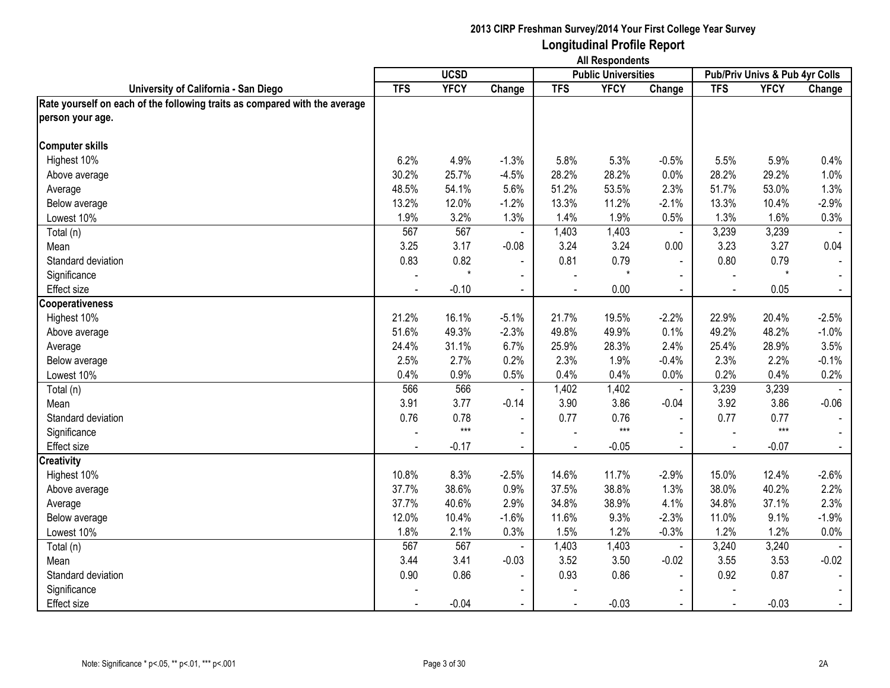**2013 CIRP Freshman Survey/2014 Your First College Year Survey**

## Longitudinal Profile Report

**All Respondents**

| University of California - San Diego | UCSD | | | Public Universities | | | Pub/Priv Univs & Pub 4yr Colls | | |
|---|---|---|---|---|---|---|---|---|---|
| | TFS | YFCY | Change | TFS | YFCY | Change | TFS | YFCY | Change |
| **Rate yourself on each of the following traits as compared with the average person your age.** | | | | | | | | | |
| **Computer skills** | | | | | | | | | |
| Highest 10% | 6.2% | 4.9% | -1.3% | 5.8% | 5.3% | -0.5% | 5.5% | 5.9% | 0.4% |
| Above average | 30.2% | 25.7% | -4.5% | 28.2% | 28.2% | 0.0% | 28.2% | 29.2% | 1.0% |
| Average | 48.5% | 54.1% | 5.6% | 51.2% | 53.5% | 2.3% | 51.7% | 53.0% | 1.3% |
| Below average | 13.2% | 12.0% | -1.2% | 13.3% | 11.2% | -2.1% | 13.3% | 10.4% | -2.9% |
| Lowest 10% | 1.9% | 3.2% | 1.3% | 1.4% | 1.9% | 0.5% | 1.3% | 1.6% | 0.3% |
| Total (n) | 567 | 567 | - | 1,403 | 1,403 | - | 3,239 | 3,239 | - |
| Mean | 3.25 | 3.17 | -0.08 | 3.24 | 3.24 | 0.00 | 3.23 | 3.27 | 0.04 |
| Standard deviation | 0.83 | 0.82 | - | 0.81 | 0.79 | - | 0.80 | 0.79 | - |
| Significance | - | * | - | - | * | - | - | * | - |
| Effect size | - | -0.10 | - | - | 0.00 | - | - | 0.05 | - |
| **Cooperativeness** | | | | | | | | | |
| Highest 10% | 21.2% | 16.1% | -5.1% | 21.7% | 19.5% | -2.2% | 22.9% | 20.4% | -2.5% |
| Above average | 51.6% | 49.3% | -2.3% | 49.8% | 49.9% | 0.1% | 49.2% | 48.2% | -1.0% |
| Average | 24.4% | 31.1% | 6.7% | 25.9% | 28.3% | 2.4% | 25.4% | 28.9% | 3.5% |
| Below average | 2.5% | 2.7% | 0.2% | 2.3% | 1.9% | -0.4% | 2.3% | 2.2% | -0.1% |
| Lowest 10% | 0.4% | 0.9% | 0.5% | 0.4% | 0.4% | 0.0% | 0.2% | 0.4% | 0.2% |
| Total (n) | 566 | 566 | - | 1,402 | 1,402 | - | 3,239 | 3,239 | - |
| Mean | 3.91 | 3.77 | -0.14 | 3.90 | 3.86 | -0.04 | 3.92 | 3.86 | -0.06 |
| Standard deviation | 0.76 | 0.78 | - | 0.77 | 0.76 | - | 0.77 | 0.77 | - |
| Significance | - | *** | - | - | *** | - | - | *** | - |
| Effect size | - | -0.17 | - | - | -0.05 | - | - | -0.07 | - |
| **Creativity** | | | | | | | | | |
| Highest 10% | 10.8% | 8.3% | -2.5% | 14.6% | 11.7% | -2.9% | 15.0% | 12.4% | -2.6% |
| Above average | 37.7% | 38.6% | 0.9% | 37.5% | 38.8% | 1.3% | 38.0% | 40.2% | 2.2% |
| Average | 37.7% | 40.6% | 2.9% | 34.8% | 38.9% | 4.1% | 34.8% | 37.1% | 2.3% |
| Below average | 12.0% | 10.4% | -1.6% | 11.6% | 9.3% | -2.3% | 11.0% | 9.1% | -1.9% |
| Lowest 10% | 1.8% | 2.1% | 0.3% | 1.5% | 1.2% | -0.3% | 1.2% | 1.2% | 0.0% |
| Total (n) | 567 | 567 | - | 1,403 | 1,403 | - | 3,240 | 3,240 | - |
| Mean | 3.44 | 3.41 | -0.03 | 3.52 | 3.50 | -0.02 | 3.55 | 3.53 | -0.02 |
| Standard deviation | 0.90 | 0.86 | - | 0.93 | 0.86 | - | 0.92 | 0.87 | - |
| Significance | - | | - | - | | - | - | | - |
| Effect size | - | -0.04 | - | - | -0.03 | - | - | -0.03 | - |

Note: Significance * p<.05, ** p<.01, *** p<.001

2A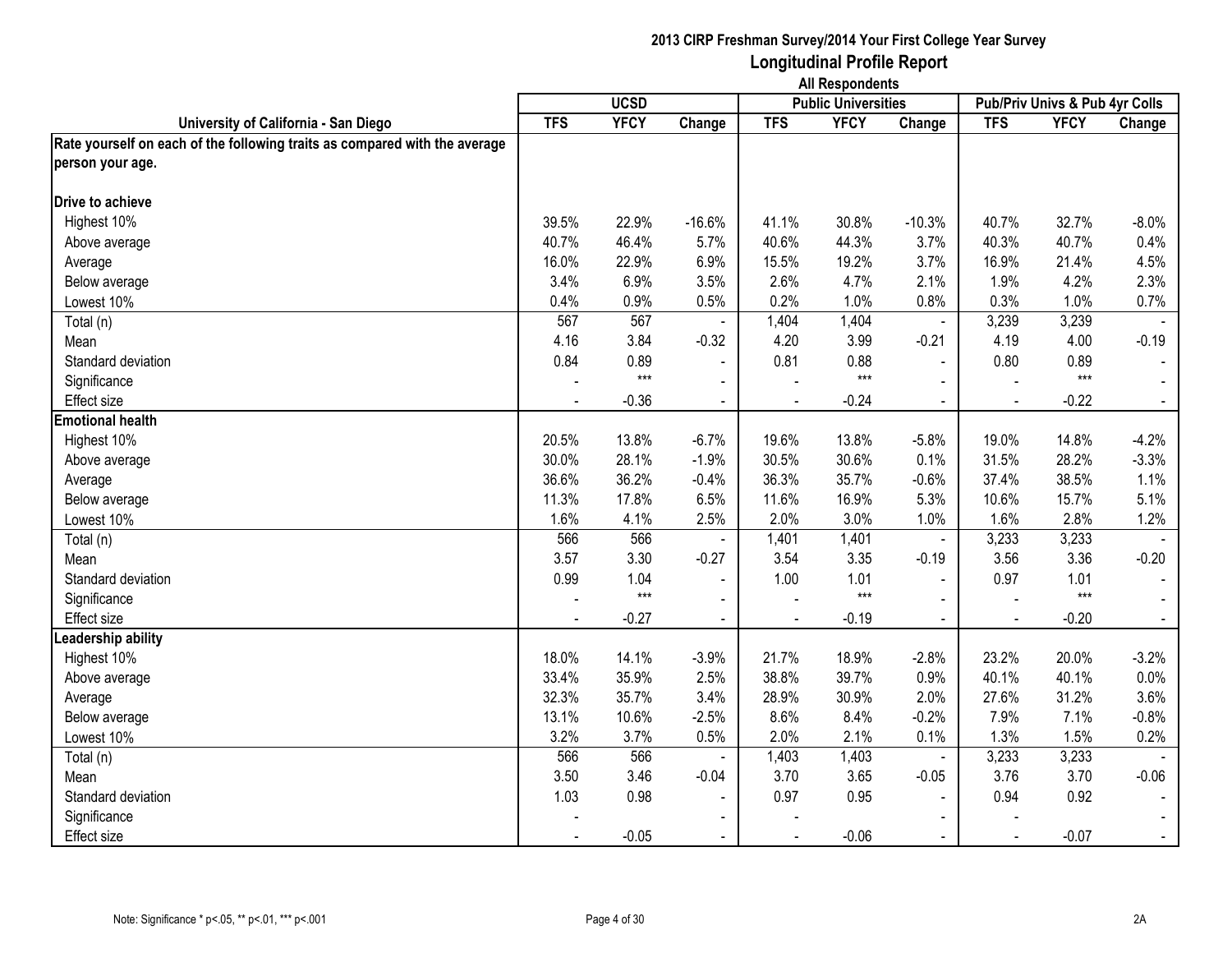## 2013 CIRP Freshman Survey/2014 Your First College Year Survey
## Longitudinal Profile Report
### All Respondents

| University of California - San Diego | UCSD | | | Public Universities | | | Pub/Priv Univs & Pub 4yr Colls | | |
|---|---|---|---|---|---|---|---|---|---|
| | TFS | YFCY | Change | TFS | YFCY | Change | TFS | YFCY | Change |
| **Rate yourself on each of the following traits as compared with the average person your age.** | | | | | | | | | |
| **Drive to achieve** | | | | | | | | | |
| Highest 10% | 39.5% | 22.9% | -16.6% | 41.1% | 30.8% | -10.3% | 40.7% | 32.7% | -8.0% |
| Above average | 40.7% | 46.4% | 5.7% | 40.6% | 44.3% | 3.7% | 40.3% | 40.7% | 0.4% |
| Average | 16.0% | 22.9% | 6.9% | 15.5% | 19.2% | 3.7% | 16.9% | 21.4% | 4.5% |
| Below average | 3.4% | 6.9% | 3.5% | 2.6% | 4.7% | 2.1% | 1.9% | 4.2% | 2.3% |
| Lowest 10% | 0.4% | 0.9% | 0.5% | 0.2% | 1.0% | 0.8% | 0.3% | 1.0% | 0.7% |
| Total (n) | 567 | 567 | - | 1,404 | 1,404 | - | 3,239 | 3,239 | - |
| Mean | 4.16 | 3.84 | -0.32 | 4.20 | 3.99 | -0.21 | 4.19 | 4.00 | -0.19 |
| Standard deviation | 0.84 | 0.89 | - | 0.81 | 0.88 | - | 0.80 | 0.89 | - |
| Significance | - | *** | - | - | *** | - | - | *** | - |
| Effect size | - | -0.36 | - | - | -0.24 | - | - | -0.22 | - |
| **Emotional health** | | | | | | | | | |
| Highest 10% | 20.5% | 13.8% | -6.7% | 19.6% | 13.8% | -5.8% | 19.0% | 14.8% | -4.2% |
| Above average | 30.0% | 28.1% | -1.9% | 30.5% | 30.6% | 0.1% | 31.5% | 28.2% | -3.3% |
| Average | 36.6% | 36.2% | -0.4% | 36.3% | 35.7% | -0.6% | 37.4% | 38.5% | 1.1% |
| Below average | 11.3% | 17.8% | 6.5% | 11.6% | 16.9% | 5.3% | 10.6% | 15.7% | 5.1% |
| Lowest 10% | 1.6% | 4.1% | 2.5% | 2.0% | 3.0% | 1.0% | 1.6% | 2.8% | 1.2% |
| Total (n) | 566 | 566 | - | 1,401 | 1,401 | - | 3,233 | 3,233 | - |
| Mean | 3.57 | 3.30 | -0.27 | 3.54 | 3.35 | -0.19 | 3.56 | 3.36 | -0.20 |
| Standard deviation | 0.99 | 1.04 | - | 1.00 | 1.01 | - | 0.97 | 1.01 | - |
| Significance | - | *** | - | - | *** | - | - | *** | - |
| Effect size | - | -0.27 | - | - | -0.19 | - | - | -0.20 | - |
| **Leadership ability** | | | | | | | | | |
| Highest 10% | 18.0% | 14.1% | -3.9% | 21.7% | 18.9% | -2.8% | 23.2% | 20.0% | -3.2% |
| Above average | 33.4% | 35.9% | 2.5% | 38.8% | 39.7% | 0.9% | 40.1% | 40.1% | 0.0% |
| Average | 32.3% | 35.7% | 3.4% | 28.9% | 30.9% | 2.0% | 27.6% | 31.2% | 3.6% |
| Below average | 13.1% | 10.6% | -2.5% | 8.6% | 8.4% | -0.2% | 7.9% | 7.1% | -0.8% |
| Lowest 10% | 3.2% | 3.7% | 0.5% | 2.0% | 2.1% | 0.1% | 1.3% | 1.5% | 0.2% |
| Total (n) | 566 | 566 | - | 1,403 | 1,403 | - | 3,233 | 3,233 | - |
| Mean | 3.50 | 3.46 | -0.04 | 3.70 | 3.65 | -0.05 | 3.76 | 3.70 | -0.06 |
| Standard deviation | 1.03 | 0.98 | - | 0.97 | 0.95 | - | 0.94 | 0.92 | - |
| Significance | - | | - | - | | - | - | | - |
| Effect size | - | -0.05 | - | - | -0.06 | - | - | -0.07 | - |

Note: Significance * p<.05, ** p<.01, *** p<.001

2A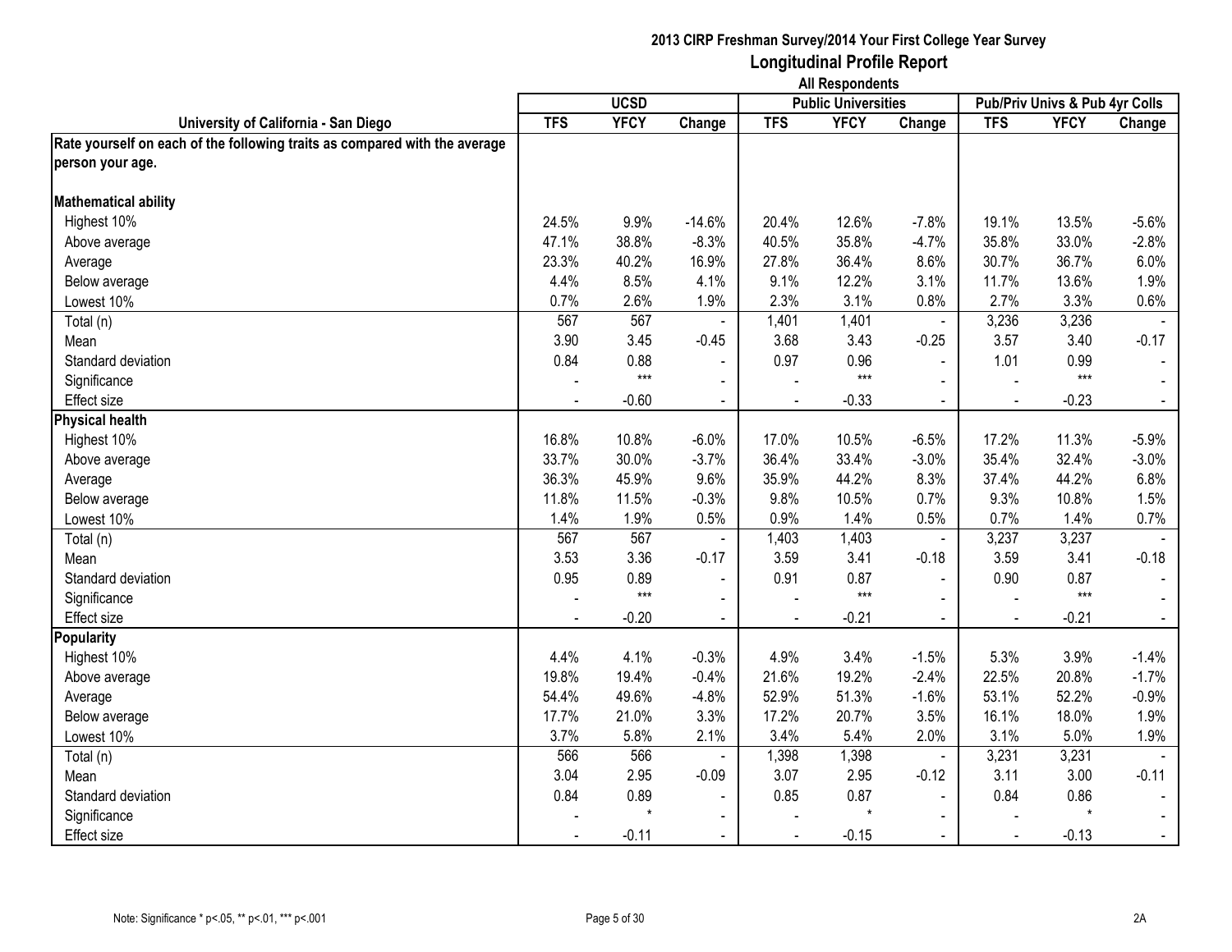**2013 CIRP Freshman Survey/2014 Your First College Year Survey**

# Longitudinal Profile Report

**All Respondents**

| University of California - San Diego | UCSD | | | Public Universities | | | Pub/Priv Univs & Pub 4yr Colls | | |
|---|---|---|---|---|---|---|---|---|---|
| | TFS | YFCY | Change | TFS | YFCY | Change | TFS | YFCY | Change |
| **Rate yourself on each of the following traits as compared with the average person your age.** | | | | | | | | | |
| **Mathematical ability** | | | | | | | | | |
| Highest 10% | 24.5% | 9.9% | -14.6% | 20.4% | 12.6% | -7.8% | 19.1% | 13.5% | -5.6% |
| Above average | 47.1% | 38.8% | -8.3% | 40.5% | 35.8% | -4.7% | 35.8% | 33.0% | -2.8% |
| Average | 23.3% | 40.2% | 16.9% | 27.8% | 36.4% | 8.6% | 30.7% | 36.7% | 6.0% |
| Below average | 4.4% | 8.5% | 4.1% | 9.1% | 12.2% | 3.1% | 11.7% | 13.6% | 1.9% |
| Lowest 10% | 0.7% | 2.6% | 1.9% | 2.3% | 3.1% | 0.8% | 2.7% | 3.3% | 0.6% |
| Total (n) | 567 | 567 | - | 1,401 | 1,401 | - | 3,236 | 3,236 | - |
| Mean | 3.90 | 3.45 | -0.45 | 3.68 | 3.43 | -0.25 | 3.57 | 3.40 | -0.17 |
| Standard deviation | 0.84 | 0.88 | - | 0.97 | 0.96 | - | 1.01 | 0.99 | - |
| Significance | - | *** | - | - | *** | - | - | *** | - |
| Effect size | - | -0.60 | - | - | -0.33 | - | - | -0.23 | - |
| **Physical health** | | | | | | | | | |
| Highest 10% | 16.8% | 10.8% | -6.0% | 17.0% | 10.5% | -6.5% | 17.2% | 11.3% | -5.9% |
| Above average | 33.7% | 30.0% | -3.7% | 36.4% | 33.4% | -3.0% | 35.4% | 32.4% | -3.0% |
| Average | 36.3% | 45.9% | 9.6% | 35.9% | 44.2% | 8.3% | 37.4% | 44.2% | 6.8% |
| Below average | 11.8% | 11.5% | -0.3% | 9.8% | 10.5% | 0.7% | 9.3% | 10.8% | 1.5% |
| Lowest 10% | 1.4% | 1.9% | 0.5% | 0.9% | 1.4% | 0.5% | 0.7% | 1.4% | 0.7% |
| Total (n) | 567 | 567 | - | 1,403 | 1,403 | - | 3,237 | 3,237 | - |
| Mean | 3.53 | 3.36 | -0.17 | 3.59 | 3.41 | -0.18 | 3.59 | 3.41 | -0.18 |
| Standard deviation | 0.95 | 0.89 | - | 0.91 | 0.87 | - | 0.90 | 0.87 | - |
| Significance | - | *** | - | - | *** | - | - | *** | - |
| Effect size | - | -0.20 | - | - | -0.21 | - | - | -0.21 | - |
| **Popularity** | | | | | | | | | |
| Highest 10% | 4.4% | 4.1% | -0.3% | 4.9% | 3.4% | -1.5% | 5.3% | 3.9% | -1.4% |
| Above average | 19.8% | 19.4% | -0.4% | 21.6% | 19.2% | -2.4% | 22.5% | 20.8% | -1.7% |
| Average | 54.4% | 49.6% | -4.8% | 52.9% | 51.3% | -1.6% | 53.1% | 52.2% | -0.9% |
| Below average | 17.7% | 21.0% | 3.3% | 17.2% | 20.7% | 3.5% | 16.1% | 18.0% | 1.9% |
| Lowest 10% | 3.7% | 5.8% | 2.1% | 3.4% | 5.4% | 2.0% | 3.1% | 5.0% | 1.9% |
| Total (n) | 566 | 566 | - | 1,398 | 1,398 | - | 3,231 | 3,231 | - |
| Mean | 3.04 | 2.95 | -0.09 | 3.07 | 2.95 | -0.12 | 3.11 | 3.00 | -0.11 |
| Standard deviation | 0.84 | 0.89 | - | 0.85 | 0.87 | - | 0.84 | 0.86 | - |
| Significance | - | * | - | - | * | - | - | * | - |
| Effect size | - | -0.11 | - | - | -0.15 | - | - | -0.13 | - |

Note: Significance * p<.05, ** p<.01, *** p<.001

2A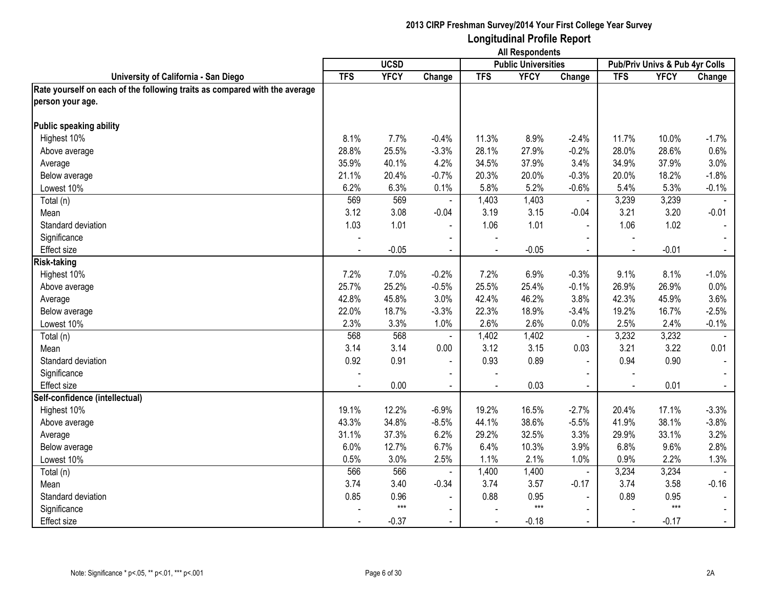**2013 CIRP Freshman Survey/2014 Your First College Year Survey**

**Longitudinal Profile Report**

**All Respondents**

| University of California - San Diego | UCSD | | | Public Universities | | | Pub/Priv Univs & Pub 4yr Colls | | |
|---|---|---|---|---|---|---|---|---|---|
| | TFS | YFCY | Change | TFS | YFCY | Change | TFS | YFCY | Change |
| **Rate yourself on each of the following traits as compared with the average person your age.** | | | | | | | | | |
| **Public speaking ability** | | | | | | | | | |
| Highest 10% | 8.1% | 7.7% | -0.4% | 11.3% | 8.9% | -2.4% | 11.7% | 10.0% | -1.7% |
| Above average | 28.8% | 25.5% | -3.3% | 28.1% | 27.9% | -0.2% | 28.0% | 28.6% | 0.6% |
| Average | 35.9% | 40.1% | 4.2% | 34.5% | 37.9% | 3.4% | 34.9% | 37.9% | 3.0% |
| Below average | 21.1% | 20.4% | -0.7% | 20.3% | 20.0% | -0.3% | 20.0% | 18.2% | -1.8% |
| Lowest 10% | 6.2% | 6.3% | 0.1% | 5.8% | 5.2% | -0.6% | 5.4% | 5.3% | -0.1% |
| Total (n) | 569 | 569 | - | 1,403 | 1,403 | - | 3,239 | 3,239 | - |
| Mean | 3.12 | 3.08 | -0.04 | 3.19 | 3.15 | -0.04 | 3.21 | 3.20 | -0.01 |
| Standard deviation | 1.03 | 1.01 | - | 1.06 | 1.01 | - | 1.06 | 1.02 | - |
| Significance | - | | - | - | | - | - | | - |
| Effect size | - | -0.05 | - | - | -0.05 | - | - | -0.01 | - |
| **Risk-taking** | | | | | | | | | |
| Highest 10% | 7.2% | 7.0% | -0.2% | 7.2% | 6.9% | -0.3% | 9.1% | 8.1% | -1.0% |
| Above average | 25.7% | 25.2% | -0.5% | 25.5% | 25.4% | -0.1% | 26.9% | 26.9% | 0.0% |
| Average | 42.8% | 45.8% | 3.0% | 42.4% | 46.2% | 3.8% | 42.3% | 45.9% | 3.6% |
| Below average | 22.0% | 18.7% | -3.3% | 22.3% | 18.9% | -3.4% | 19.2% | 16.7% | -2.5% |
| Lowest 10% | 2.3% | 3.3% | 1.0% | 2.6% | 2.6% | 0.0% | 2.5% | 2.4% | -0.1% |
| Total (n) | 568 | 568 | - | 1,402 | 1,402 | - | 3,232 | 3,232 | - |
| Mean | 3.14 | 3.14 | 0.00 | 3.12 | 3.15 | 0.03 | 3.21 | 3.22 | 0.01 |
| Standard deviation | 0.92 | 0.91 | - | 0.93 | 0.89 | - | 0.94 | 0.90 | - |
| Significance | - | | - | - | | - | - | | - |
| Effect size | - | 0.00 | - | - | 0.03 | - | - | 0.01 | - |
| **Self-confidence (intellectual)** | | | | | | | | | |
| Highest 10% | 19.1% | 12.2% | -6.9% | 19.2% | 16.5% | -2.7% | 20.4% | 17.1% | -3.3% |
| Above average | 43.3% | 34.8% | -8.5% | 44.1% | 38.6% | -5.5% | 41.9% | 38.1% | -3.8% |
| Average | 31.1% | 37.3% | 6.2% | 29.2% | 32.5% | 3.3% | 29.9% | 33.1% | 3.2% |
| Below average | 6.0% | 12.7% | 6.7% | 6.4% | 10.3% | 3.9% | 6.8% | 9.6% | 2.8% |
| Lowest 10% | 0.5% | 3.0% | 2.5% | 1.1% | 2.1% | 1.0% | 0.9% | 2.2% | 1.3% |
| Total (n) | 566 | 566 | - | 1,400 | 1,400 | - | 3,234 | 3,234 | - |
| Mean | 3.74 | 3.40 | -0.34 | 3.74 | 3.57 | -0.17 | 3.74 | 3.58 | -0.16 |
| Standard deviation | 0.85 | 0.96 | - | 0.88 | 0.95 | - | 0.89 | 0.95 | - |
| Significance | - | *** | - | - | *** | - | - | *** | - |
| Effect size | - | -0.37 | - | - | -0.18 | - | - | -0.17 | - |

Note: Significance * p<.05, ** p<.01, *** p<.001

2A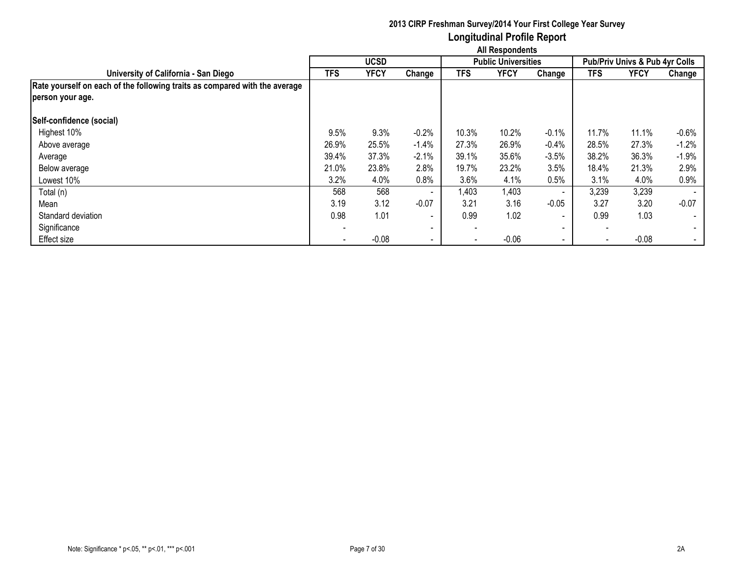**2013 CIRP Freshman Survey/2014 Your First College Year Survey**

# Longitudinal Profile Report

**All Respondents**

| University of California - San Diego | UCSD | | | Public Universities | | | Pub/Priv Univs & Pub 4yr Colls | | |
|---|---|---|---|---|---|---|---|---|---|
| | **TFS** | **YFCY** | **Change** | **TFS** | **YFCY** | **Change** | **TFS** | **YFCY** | **Change** |
| **Rate yourself on each of the following traits as compared with the average person your age.** | | | | | | | | | |
| **Self-confidence (social)** | | | | | | | | | |
| Highest 10% | 9.5% | 9.3% | -0.2% | 10.3% | 10.2% | -0.1% | 11.7% | 11.1% | -0.6% |
| Above average | 26.9% | 25.5% | -1.4% | 27.3% | 26.9% | -0.4% | 28.5% | 27.3% | -1.2% |
| Average | 39.4% | 37.3% | -2.1% | 39.1% | 35.6% | -3.5% | 38.2% | 36.3% | -1.9% |
| Below average | 21.0% | 23.8% | 2.8% | 19.7% | 23.2% | 3.5% | 18.4% | 21.3% | 2.9% |
| Lowest 10% | 3.2% | 4.0% | 0.8% | 3.6% | 4.1% | 0.5% | 3.1% | 4.0% | 0.9% |
| Total (n) | 568 | 568 | - | 1,403 | 1,403 | - | 3,239 | 3,239 | - |
| Mean | 3.19 | 3.12 | -0.07 | 3.21 | 3.16 | -0.05 | 3.27 | 3.20 | -0.07 |
| Standard deviation | 0.98 | 1.01 | - | 0.99 | 1.02 | - | 0.99 | 1.03 | - |
| Significance | - | | - | - | | - | - | | - |
| Effect size | - | -0.08 | - | - | -0.06 | - | - | -0.08 | - |

Note: Significance * p<.05, ** p<.01, *** p<.001

2A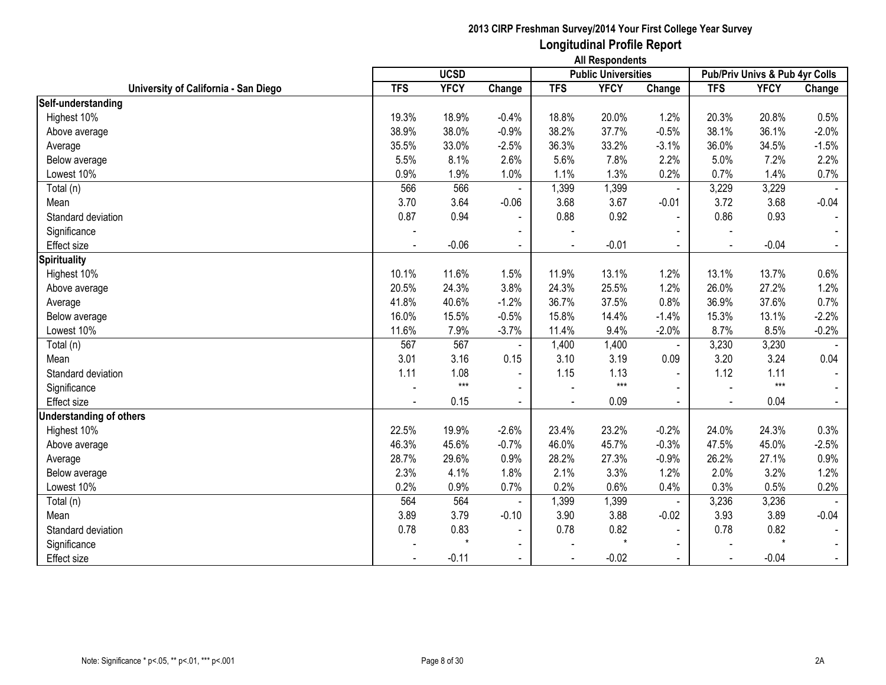# 2013 CIRP Freshman Survey/2014 Your First College Year Survey

## Longitudinal Profile Report

### All Respondents

| University of California - San Diego | UCSD | | | Public Universities | | | Pub/Priv Univs & Pub 4yr Colls | | |
|---|---|---|---|---|---|---|---|---|---|
| | TFS | YFCY | Change | TFS | YFCY | Change | TFS | YFCY | Change |
| **Self-understanding** | | | | | | | | | |
| Highest 10% | 19.3% | 18.9% | -0.4% | 18.8% | 20.0% | 1.2% | 20.3% | 20.8% | 0.5% |
| Above average | 38.9% | 38.0% | -0.9% | 38.2% | 37.7% | -0.5% | 38.1% | 36.1% | -2.0% |
| Average | 35.5% | 33.0% | -2.5% | 36.3% | 33.2% | -3.1% | 36.0% | 34.5% | -1.5% |
| Below average | 5.5% | 8.1% | 2.6% | 5.6% | 7.8% | 2.2% | 5.0% | 7.2% | 2.2% |
| Lowest 10% | 0.9% | 1.9% | 1.0% | 1.1% | 1.3% | 0.2% | 0.7% | 1.4% | 0.7% |
| Total (n) | 566 | 566 | - | 1,399 | 1,399 | - | 3,229 | 3,229 | - |
| Mean | 3.70 | 3.64 | -0.06 | 3.68 | 3.67 | -0.01 | 3.72 | 3.68 | -0.04 |
| Standard deviation | 0.87 | 0.94 | - | 0.88 | 0.92 | - | 0.86 | 0.93 | - |
| Significance | - | | - | - | | - | - | | - |
| Effect size | - | -0.06 | - | - | -0.01 | - | - | -0.04 | - |
| **Spirituality** | | | | | | | | | |
| Highest 10% | 10.1% | 11.6% | 1.5% | 11.9% | 13.1% | 1.2% | 13.1% | 13.7% | 0.6% |
| Above average | 20.5% | 24.3% | 3.8% | 24.3% | 25.5% | 1.2% | 26.0% | 27.2% | 1.2% |
| Average | 41.8% | 40.6% | -1.2% | 36.7% | 37.5% | 0.8% | 36.9% | 37.6% | 0.7% |
| Below average | 16.0% | 15.5% | -0.5% | 15.8% | 14.4% | -1.4% | 15.3% | 13.1% | -2.2% |
| Lowest 10% | 11.6% | 7.9% | -3.7% | 11.4% | 9.4% | -2.0% | 8.7% | 8.5% | -0.2% |
| Total (n) | 567 | 567 | - | 1,400 | 1,400 | - | 3,230 | 3,230 | - |
| Mean | 3.01 | 3.16 | 0.15 | 3.10 | 3.19 | 0.09 | 3.20 | 3.24 | 0.04 |
| Standard deviation | 1.11 | 1.08 | - | 1.15 | 1.13 | - | 1.12 | 1.11 | - |
| Significance | - | *** | - | - | *** | - | - | *** | - |
| Effect size | - | 0.15 | - | - | 0.09 | - | - | 0.04 | - |
| **Understanding of others** | | | | | | | | | |
| Highest 10% | 22.5% | 19.9% | -2.6% | 23.4% | 23.2% | -0.2% | 24.0% | 24.3% | 0.3% |
| Above average | 46.3% | 45.6% | -0.7% | 46.0% | 45.7% | -0.3% | 47.5% | 45.0% | -2.5% |
| Average | 28.7% | 29.6% | 0.9% | 28.2% | 27.3% | -0.9% | 26.2% | 27.1% | 0.9% |
| Below average | 2.3% | 4.1% | 1.8% | 2.1% | 3.3% | 1.2% | 2.0% | 3.2% | 1.2% |
| Lowest 10% | 0.2% | 0.9% | 0.7% | 0.2% | 0.6% | 0.4% | 0.3% | 0.5% | 0.2% |
| Total (n) | 564 | 564 | - | 1,399 | 1,399 | - | 3,236 | 3,236 | - |
| Mean | 3.89 | 3.79 | -0.10 | 3.90 | 3.88 | -0.02 | 3.93 | 3.89 | -0.04 |
| Standard deviation | 0.78 | 0.83 | - | 0.78 | 0.82 | - | 0.78 | 0.82 | - |
| Significance | - | * | - | - | * | - | - | * | - |
| Effect size | - | -0.11 | - | - | -0.02 | - | - | -0.04 | - |

Note: Significance * p<.05, ** p<.01, *** p<.001

2A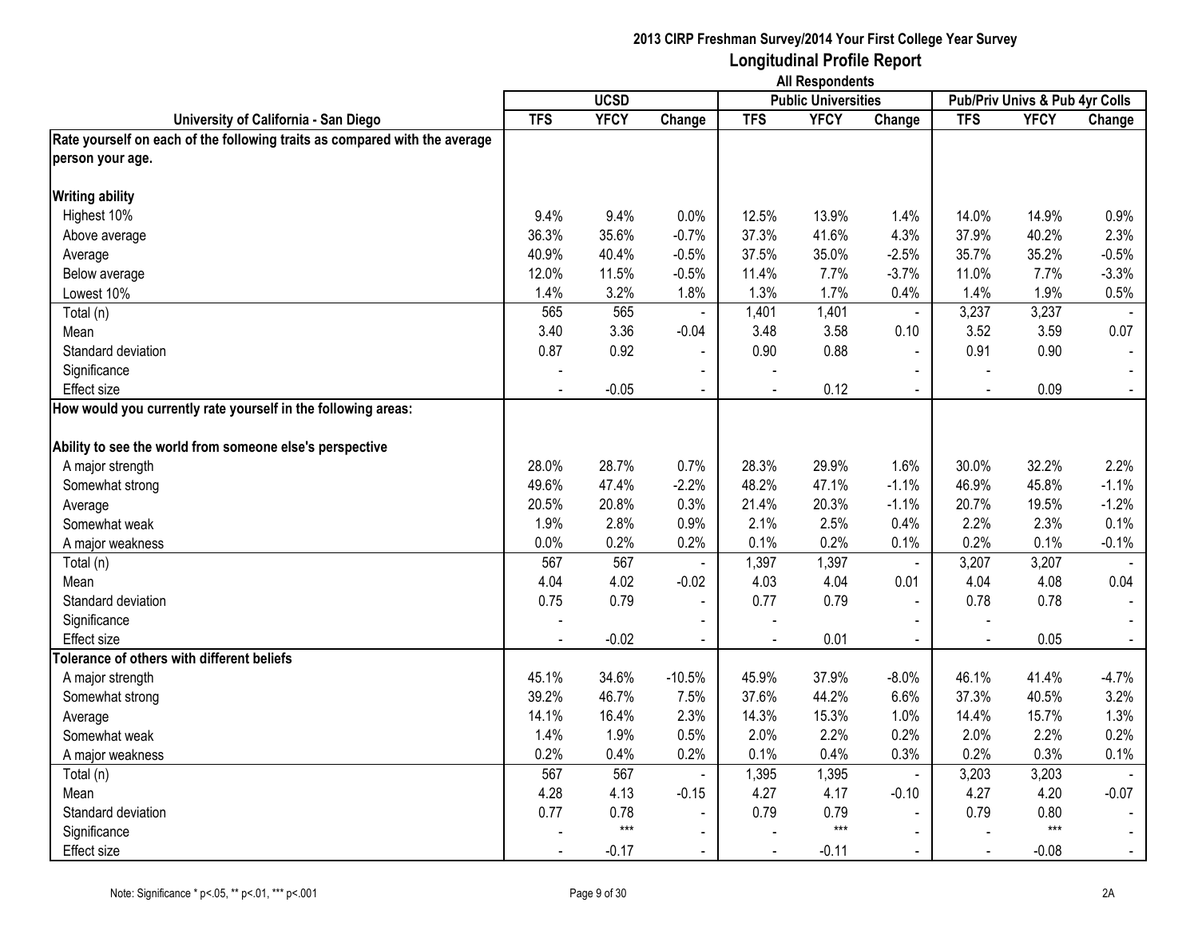**2013 CIRP Freshman Survey/2014 Your First College Year Survey**

# Longitudinal Profile Report

**All Respondents**

| University of California - San Diego | UCSD | | | Public Universities | | | Pub/Priv Univs & Pub 4yr Colls | | |
|---|---|---|---|---|---|---|---|---|---|
| | TFS | YFCY | Change | TFS | YFCY | Change | TFS | YFCY | Change |
| **Rate yourself on each of the following traits as compared with the average person your age.** | | | | | | | | | |
| **Writing ability** | | | | | | | | | |
| Highest 10% | 9.4% | 9.4% | 0.0% | 12.5% | 13.9% | 1.4% | 14.0% | 14.9% | 0.9% |
| Above average | 36.3% | 35.6% | -0.7% | 37.3% | 41.6% | 4.3% | 37.9% | 40.2% | 2.3% |
| Average | 40.9% | 40.4% | -0.5% | 37.5% | 35.0% | -2.5% | 35.7% | 35.2% | -0.5% |
| Below average | 12.0% | 11.5% | -0.5% | 11.4% | 7.7% | -3.7% | 11.0% | 7.7% | -3.3% |
| Lowest 10% | 1.4% | 3.2% | 1.8% | 1.3% | 1.7% | 0.4% | 1.4% | 1.9% | 0.5% |
| Total (n) | 565 | 565 | - | 1,401 | 1,401 | - | 3,237 | 3,237 | - |
| Mean | 3.40 | 3.36 | -0.04 | 3.48 | 3.58 | 0.10 | 3.52 | 3.59 | 0.07 |
| Standard deviation | 0.87 | 0.92 | - | 0.90 | 0.88 | - | 0.91 | 0.90 | - |
| Significance | - | | - | - | | - | - | | - |
| Effect size | - | -0.05 | - | - | 0.12 | - | - | 0.09 | - |
| **How would you currently rate yourself in the following areas:** | | | | | | | | | |
| **Ability to see the world from someone else's perspective** | | | | | | | | | |
| A major strength | 28.0% | 28.7% | 0.7% | 28.3% | 29.9% | 1.6% | 30.0% | 32.2% | 2.2% |
| Somewhat strong | 49.6% | 47.4% | -2.2% | 48.2% | 47.1% | -1.1% | 46.9% | 45.8% | -1.1% |
| Average | 20.5% | 20.8% | 0.3% | 21.4% | 20.3% | -1.1% | 20.7% | 19.5% | -1.2% |
| Somewhat weak | 1.9% | 2.8% | 0.9% | 2.1% | 2.5% | 0.4% | 2.2% | 2.3% | 0.1% |
| A major weakness | 0.0% | 0.2% | 0.2% | 0.1% | 0.2% | 0.1% | 0.2% | 0.1% | -0.1% |
| Total (n) | 567 | 567 | - | 1,397 | 1,397 | - | 3,207 | 3,207 | - |
| Mean | 4.04 | 4.02 | -0.02 | 4.03 | 4.04 | 0.01 | 4.04 | 4.08 | 0.04 |
| Standard deviation | 0.75 | 0.79 | - | 0.77 | 0.79 | - | 0.78 | 0.78 | - |
| Significance | - | | - | - | | - | - | | - |
| Effect size | - | -0.02 | - | - | 0.01 | - | - | 0.05 | - |
| **Tolerance of others with different beliefs** | | | | | | | | | |
| A major strength | 45.1% | 34.6% | -10.5% | 45.9% | 37.9% | -8.0% | 46.1% | 41.4% | -4.7% |
| Somewhat strong | 39.2% | 46.7% | 7.5% | 37.6% | 44.2% | 6.6% | 37.3% | 40.5% | 3.2% |
| Average | 14.1% | 16.4% | 2.3% | 14.3% | 15.3% | 1.0% | 14.4% | 15.7% | 1.3% |
| Somewhat weak | 1.4% | 1.9% | 0.5% | 2.0% | 2.2% | 0.2% | 2.0% | 2.2% | 0.2% |
| A major weakness | 0.2% | 0.4% | 0.2% | 0.1% | 0.4% | 0.3% | 0.2% | 0.3% | 0.1% |
| Total (n) | 567 | 567 | - | 1,395 | 1,395 | - | 3,203 | 3,203 | - |
| Mean | 4.28 | 4.13 | -0.15 | 4.27 | 4.17 | -0.10 | 4.27 | 4.20 | -0.07 |
| Standard deviation | 0.77 | 0.78 | - | 0.79 | 0.79 | - | 0.79 | 0.80 | - |
| Significance | - | *** | - | - | *** | - | - | *** | - |
| Effect size | - | -0.17 | - | - | -0.11 | - | - | -0.08 | - |

Note: Significance * p<.05, ** p<.01, *** p<.001

2A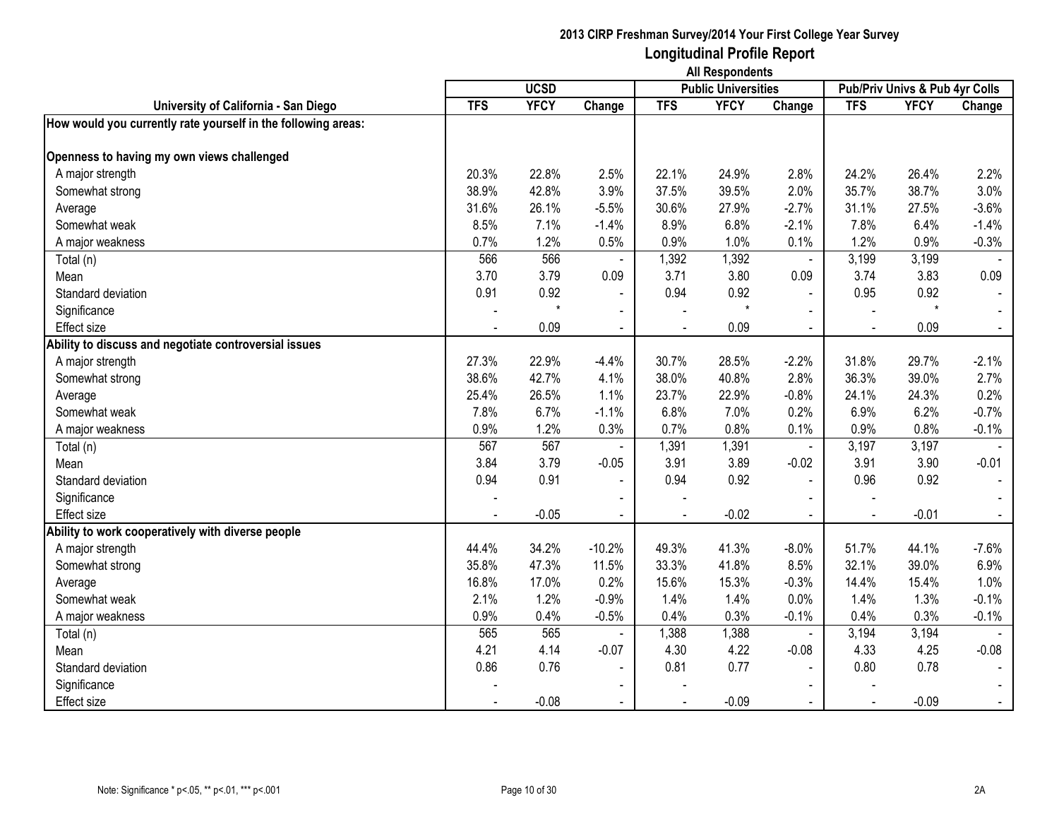**2013 CIRP Freshman Survey/2014 Your First College Year Survey**

# Longitudinal Profile Report

**All Respondents**

| University of California - San Diego | UCSD | | | Public Universities | | | Pub/Priv Univs & Pub 4yr Colls | | |
|---|---|---|---|---|---|---|---|---|---|
| | TFS | YFCY | Change | TFS | YFCY | Change | TFS | YFCY | Change |
| **How would you currently rate yourself in the following areas:** | | | | | | | | | |
| **Openness to having my own views challenged** | | | | | | | | | |
| A major strength | 20.3% | 22.8% | 2.5% | 22.1% | 24.9% | 2.8% | 24.2% | 26.4% | 2.2% |
| Somewhat strong | 38.9% | 42.8% | 3.9% | 37.5% | 39.5% | 2.0% | 35.7% | 38.7% | 3.0% |
| Average | 31.6% | 26.1% | -5.5% | 30.6% | 27.9% | -2.7% | 31.1% | 27.5% | -3.6% |
| Somewhat weak | 8.5% | 7.1% | -1.4% | 8.9% | 6.8% | -2.1% | 7.8% | 6.4% | -1.4% |
| A major weakness | 0.7% | 1.2% | 0.5% | 0.9% | 1.0% | 0.1% | 1.2% | 0.9% | -0.3% |
| Total (n) | 566 | 566 | - | 1,392 | 1,392 | - | 3,199 | 3,199 | - |
| Mean | 3.70 | 3.79 | 0.09 | 3.71 | 3.80 | 0.09 | 3.74 | 3.83 | 0.09 |
| Standard deviation | 0.91 | 0.92 | - | 0.94 | 0.92 | - | 0.95 | 0.92 | - |
| Significance | - | * | - | - | * | - | - | * | - |
| Effect size | - | 0.09 | - | - | 0.09 | - | - | 0.09 | - |
| **Ability to discuss and negotiate controversial issues** | | | | | | | | | |
| A major strength | 27.3% | 22.9% | -4.4% | 30.7% | 28.5% | -2.2% | 31.8% | 29.7% | -2.1% |
| Somewhat strong | 38.6% | 42.7% | 4.1% | 38.0% | 40.8% | 2.8% | 36.3% | 39.0% | 2.7% |
| Average | 25.4% | 26.5% | 1.1% | 23.7% | 22.9% | -0.8% | 24.1% | 24.3% | 0.2% |
| Somewhat weak | 7.8% | 6.7% | -1.1% | 6.8% | 7.0% | 0.2% | 6.9% | 6.2% | -0.7% |
| A major weakness | 0.9% | 1.2% | 0.3% | 0.7% | 0.8% | 0.1% | 0.9% | 0.8% | -0.1% |
| Total (n) | 567 | 567 | - | 1,391 | 1,391 | - | 3,197 | 3,197 | - |
| Mean | 3.84 | 3.79 | -0.05 | 3.91 | 3.89 | -0.02 | 3.91 | 3.90 | -0.01 |
| Standard deviation | 0.94 | 0.91 | - | 0.94 | 0.92 | - | 0.96 | 0.92 | - |
| Significance | - | | - | - | | - | - | | - |
| Effect size | - | -0.05 | - | - | -0.02 | - | - | -0.01 | - |
| **Ability to work cooperatively with diverse people** | | | | | | | | | |
| A major strength | 44.4% | 34.2% | -10.2% | 49.3% | 41.3% | -8.0% | 51.7% | 44.1% | -7.6% |
| Somewhat strong | 35.8% | 47.3% | 11.5% | 33.3% | 41.8% | 8.5% | 32.1% | 39.0% | 6.9% |
| Average | 16.8% | 17.0% | 0.2% | 15.6% | 15.3% | -0.3% | 14.4% | 15.4% | 1.0% |
| Somewhat weak | 2.1% | 1.2% | -0.9% | 1.4% | 1.4% | 0.0% | 1.4% | 1.3% | -0.1% |
| A major weakness | 0.9% | 0.4% | -0.5% | 0.4% | 0.3% | -0.1% | 0.4% | 0.3% | -0.1% |
| Total (n) | 565 | 565 | - | 1,388 | 1,388 | - | 3,194 | 3,194 | - |
| Mean | 4.21 | 4.14 | -0.07 | 4.30 | 4.22 | -0.08 | 4.33 | 4.25 | -0.08 |
| Standard deviation | 0.86 | 0.76 | - | 0.81 | 0.77 | - | 0.80 | 0.78 | - |
| Significance | - | | - | - | | - | - | | - |
| Effect size | - | -0.08 | - | - | -0.09 | - | - | -0.09 | - |

Note: Significance * p<.05, ** p<.01, *** p<.001

2A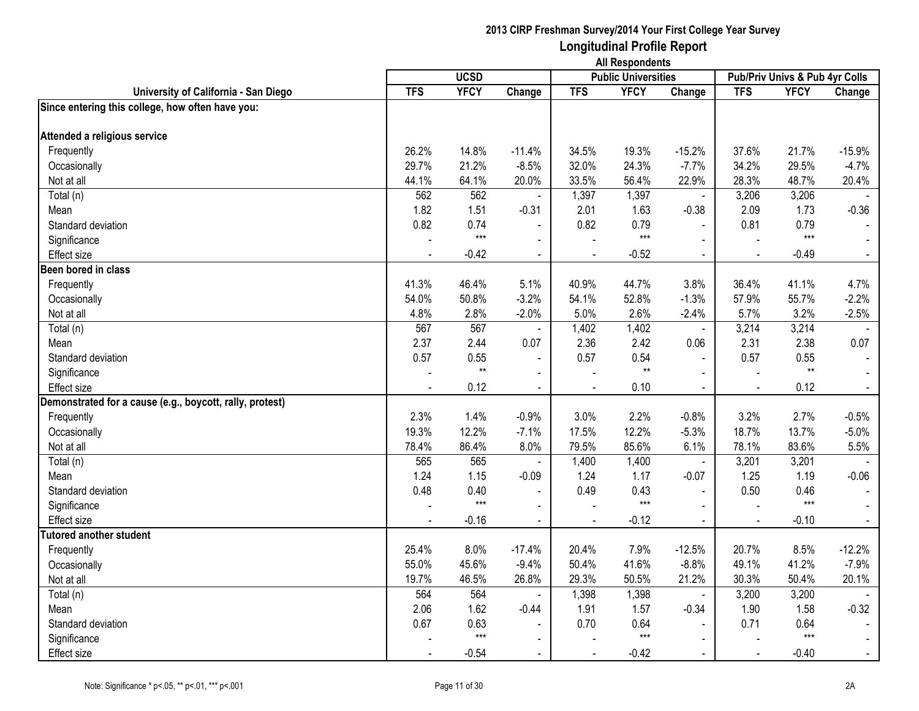**2013 CIRP Freshman Survey/2014 Your First College Year Survey**

# Longitudinal Profile Report

**All Respondents**

| University of California - San Diego | UCSD | | | Public Universities | | | Pub/Priv Univs & Pub 4yr Colls | | |
|---|---|---|---|---|---|---|---|---|---|
| | TFS | YFCY | Change | TFS | YFCY | Change | TFS | YFCY | Change |
| **Since entering this college, how often have you:** | | | | | | | | | |
| **Attended a religious service** | | | | | | | | | |
| Frequently | 26.2% | 14.8% | -11.4% | 34.5% | 19.3% | -15.2% | 37.6% | 21.7% | -15.9% |
| Occasionally | 29.7% | 21.2% | -8.5% | 32.0% | 24.3% | -7.7% | 34.2% | 29.5% | -4.7% |
| Not at all | 44.1% | 64.1% | 20.0% | 33.5% | 56.4% | 22.9% | 28.3% | 48.7% | 20.4% |
| Total (n) | 562 | 562 | - | 1,397 | 1,397 | - | 3,206 | 3,206 | - |
| Mean | 1.82 | 1.51 | -0.31 | 2.01 | 1.63 | -0.38 | 2.09 | 1.73 | -0.36 |
| Standard deviation | 0.82 | 0.74 | - | 0.82 | 0.79 | - | 0.81 | 0.79 | - |
| Significance | - | *** | - | - | *** | - | - | *** | - |
| Effect size | - | -0.42 | - | - | -0.52 | - | - | -0.49 | - |
| **Been bored in class** | | | | | | | | | |
| Frequently | 41.3% | 46.4% | 5.1% | 40.9% | 44.7% | 3.8% | 36.4% | 41.1% | 4.7% |
| Occasionally | 54.0% | 50.8% | -3.2% | 54.1% | 52.8% | -1.3% | 57.9% | 55.7% | -2.2% |
| Not at all | 4.8% | 2.8% | -2.0% | 5.0% | 2.6% | -2.4% | 5.7% | 3.2% | -2.5% |
| Total (n) | 567 | 567 | - | 1,402 | 1,402 | - | 3,214 | 3,214 | - |
| Mean | 2.37 | 2.44 | 0.07 | 2.36 | 2.42 | 0.06 | 2.31 | 2.38 | 0.07 |
| Standard deviation | 0.57 | 0.55 | - | 0.57 | 0.54 | - | 0.57 | 0.55 | - |
| Significance | - | ** | - | - | ** | - | - | ** | - |
| Effect size | - | 0.12 | - | - | 0.10 | - | - | 0.12 | - |
| **Demonstrated for a cause (e.g., boycott, rally, protest)** | | | | | | | | | |
| Frequently | 2.3% | 1.4% | -0.9% | 3.0% | 2.2% | -0.8% | 3.2% | 2.7% | -0.5% |
| Occasionally | 19.3% | 12.2% | -7.1% | 17.5% | 12.2% | -5.3% | 18.7% | 13.7% | -5.0% |
| Not at all | 78.4% | 86.4% | 8.0% | 79.5% | 85.6% | 6.1% | 78.1% | 83.6% | 5.5% |
| Total (n) | 565 | 565 | - | 1,400 | 1,400 | - | 3,201 | 3,201 | - |
| Mean | 1.24 | 1.15 | -0.09 | 1.24 | 1.17 | -0.07 | 1.25 | 1.19 | -0.06 |
| Standard deviation | 0.48 | 0.40 | - | 0.49 | 0.43 | - | 0.50 | 0.46 | - |
| Significance | - | *** | - | - | *** | - | - | *** | - |
| Effect size | - | -0.16 | - | - | -0.12 | - | - | -0.10 | - |
| **Tutored another student** | | | | | | | | | |
| Frequently | 25.4% | 8.0% | -17.4% | 20.4% | 7.9% | -12.5% | 20.7% | 8.5% | -12.2% |
| Occasionally | 55.0% | 45.6% | -9.4% | 50.4% | 41.6% | -8.8% | 49.1% | 41.2% | -7.9% |
| Not at all | 19.7% | 46.5% | 26.8% | 29.3% | 50.5% | 21.2% | 30.3% | 50.4% | 20.1% |
| Total (n) | 564 | 564 | - | 1,398 | 1,398 | - | 3,200 | 3,200 | - |
| Mean | 2.06 | 1.62 | -0.44 | 1.91 | 1.57 | -0.34 | 1.90 | 1.58 | -0.32 |
| Standard deviation | 0.67 | 0.63 | - | 0.70 | 0.64 | - | 0.71 | 0.64 | - |
| Significance | - | *** | - | - | *** | - | - | *** | - |
| Effect size | - | -0.54 | - | - | -0.42 | - | - | -0.40 | - |

Note: Significance * p<.05, ** p<.01, *** p<.001

2A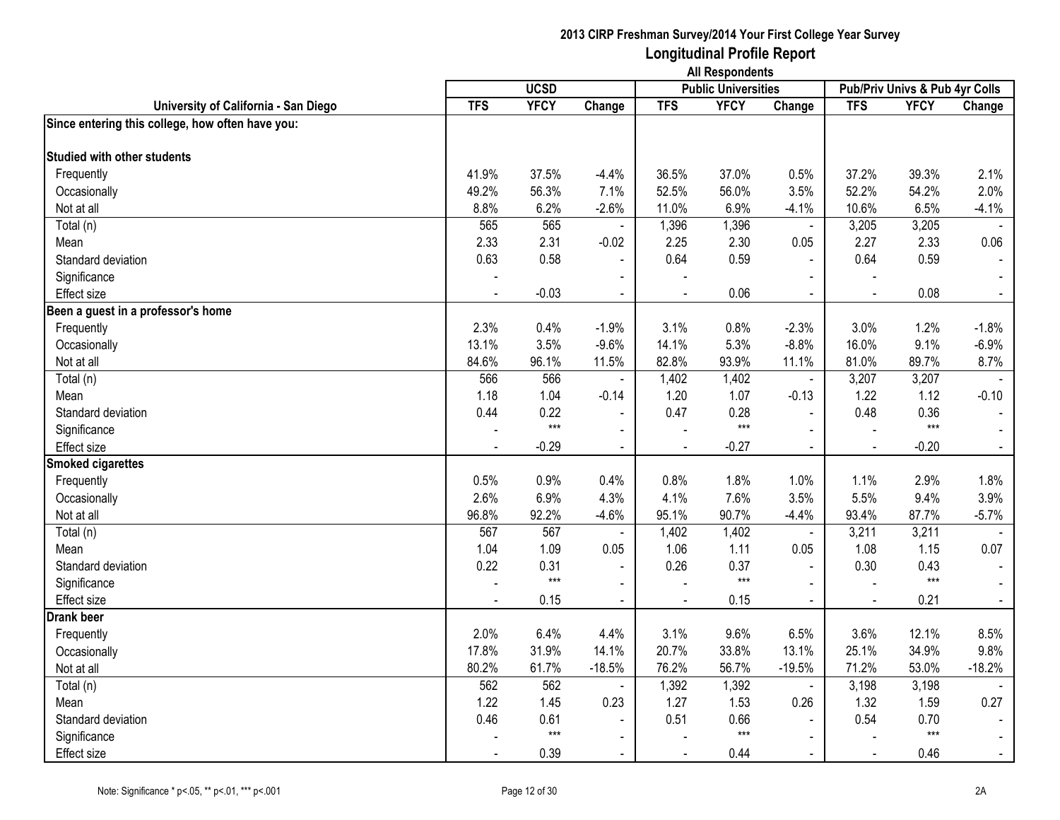**2013 CIRP Freshman Survey/2014 Your First College Year Survey**

## Longitudinal Profile Report

**All Respondents**

| University of California - San Diego | UCSD | | | Public Universities | | | Pub/Priv Univs & Pub 4yr Colls | | |
|---|---|---|---|---|---|---|---|---|---|
| | TFS | YFCY | Change | TFS | YFCY | Change | TFS | YFCY | Change |
| **Since entering this college, how often have you:** | | | | | | | | | |
| **Studied with other students** | | | | | | | | | |
| Frequently | 41.9% | 37.5% | -4.4% | 36.5% | 37.0% | 0.5% | 37.2% | 39.3% | 2.1% |
| Occasionally | 49.2% | 56.3% | 7.1% | 52.5% | 56.0% | 3.5% | 52.2% | 54.2% | 2.0% |
| Not at all | 8.8% | 6.2% | -2.6% | 11.0% | 6.9% | -4.1% | 10.6% | 6.5% | -4.1% |
| Total (n) | 565 | 565 | - | 1,396 | 1,396 | - | 3,205 | 3,205 | - |
| Mean | 2.33 | 2.31 | -0.02 | 2.25 | 2.30 | 0.05 | 2.27 | 2.33 | 0.06 |
| Standard deviation | 0.63 | 0.58 | - | 0.64 | 0.59 | - | 0.64 | 0.59 | - |
| Significance | - | | - | - | | - | - | | - |
| Effect size | - | -0.03 | - | - | 0.06 | - | - | 0.08 | - |
| **Been a guest in a professor's home** | | | | | | | | | |
| Frequently | 2.3% | 0.4% | -1.9% | 3.1% | 0.8% | -2.3% | 3.0% | 1.2% | -1.8% |
| Occasionally | 13.1% | 3.5% | -9.6% | 14.1% | 5.3% | -8.8% | 16.0% | 9.1% | -6.9% |
| Not at all | 84.6% | 96.1% | 11.5% | 82.8% | 93.9% | 11.1% | 81.0% | 89.7% | 8.7% |
| Total (n) | 566 | 566 | - | 1,402 | 1,402 | - | 3,207 | 3,207 | - |
| Mean | 1.18 | 1.04 | -0.14 | 1.20 | 1.07 | -0.13 | 1.22 | 1.12 | -0.10 |
| Standard deviation | 0.44 | 0.22 | - | 0.47 | 0.28 | - | 0.48 | 0.36 | - |
| Significance | - | *** | - | - | *** | - | - | *** | - |
| Effect size | - | -0.29 | - | - | -0.27 | - | - | -0.20 | - |
| **Smoked cigarettes** | | | | | | | | | |
| Frequently | 0.5% | 0.9% | 0.4% | 0.8% | 1.8% | 1.0% | 1.1% | 2.9% | 1.8% |
| Occasionally | 2.6% | 6.9% | 4.3% | 4.1% | 7.6% | 3.5% | 5.5% | 9.4% | 3.9% |
| Not at all | 96.8% | 92.2% | -4.6% | 95.1% | 90.7% | -4.4% | 93.4% | 87.7% | -5.7% |
| Total (n) | 567 | 567 | - | 1,402 | 1,402 | - | 3,211 | 3,211 | - |
| Mean | 1.04 | 1.09 | 0.05 | 1.06 | 1.11 | 0.05 | 1.08 | 1.15 | 0.07 |
| Standard deviation | 0.22 | 0.31 | - | 0.26 | 0.37 | - | 0.30 | 0.43 | - |
| Significance | - | *** | - | - | *** | - | - | *** | - |
| Effect size | - | 0.15 | - | - | 0.15 | - | - | 0.21 | - |
| **Drank beer** | | | | | | | | | |
| Frequently | 2.0% | 6.4% | 4.4% | 3.1% | 9.6% | 6.5% | 3.6% | 12.1% | 8.5% |
| Occasionally | 17.8% | 31.9% | 14.1% | 20.7% | 33.8% | 13.1% | 25.1% | 34.9% | 9.8% |
| Not at all | 80.2% | 61.7% | -18.5% | 76.2% | 56.7% | -19.5% | 71.2% | 53.0% | -18.2% |
| Total (n) | 562 | 562 | - | 1,392 | 1,392 | - | 3,198 | 3,198 | - |
| Mean | 1.22 | 1.45 | 0.23 | 1.27 | 1.53 | 0.26 | 1.32 | 1.59 | 0.27 |
| Standard deviation | 0.46 | 0.61 | - | 0.51 | 0.66 | - | 0.54 | 0.70 | - |
| Significance | - | *** | - | - | *** | - | - | *** | - |
| Effect size | - | 0.39 | - | - | 0.44 | - | - | 0.46 | - |

Note: Significance * p<.05, ** p<.01, *** p<.001

2A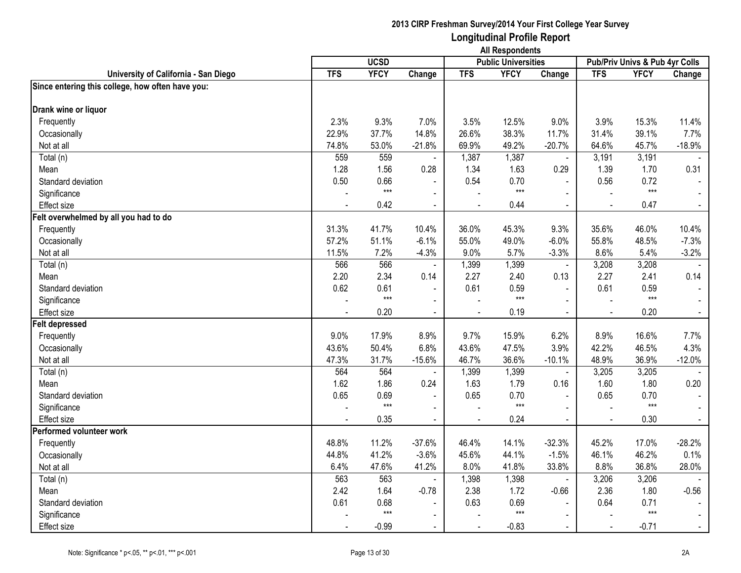# 2013 CIRP Freshman Survey/2014 Your First College Year Survey

## Longitudinal Profile Report

### All Respondents

| University of California - San Diego | UCSD | | | Public Universities | | | Pub/Priv Univs & Pub 4yr Colls | | |
|---|---|---|---|---|---|---|---|---|---|
| | TFS | YFCY | Change | TFS | YFCY | Change | TFS | YFCY | Change |
| **Since entering this college, how often have you:** | | | | | | | | | |
| **Drank wine or liquor** | | | | | | | | | |
| Frequently | 2.3% | 9.3% | 7.0% | 3.5% | 12.5% | 9.0% | 3.9% | 15.3% | 11.4% |
| Occasionally | 22.9% | 37.7% | 14.8% | 26.6% | 38.3% | 11.7% | 31.4% | 39.1% | 7.7% |
| Not at all | 74.8% | 53.0% | -21.8% | 69.9% | 49.2% | -20.7% | 64.6% | 45.7% | -18.9% |
| Total (n) | 559 | 559 | - | 1,387 | 1,387 | - | 3,191 | 3,191 | - |
| Mean | 1.28 | 1.56 | 0.28 | 1.34 | 1.63 | 0.29 | 1.39 | 1.70 | 0.31 |
| Standard deviation | 0.50 | 0.66 | - | 0.54 | 0.70 | - | 0.56 | 0.72 | - |
| Significance | - | *** | - | - | *** | - | - | *** | - |
| Effect size | - | 0.42 | - | - | 0.44 | - | - | 0.47 | - |
| **Felt overwhelmed by all you had to do** | | | | | | | | | |
| Frequently | 31.3% | 41.7% | 10.4% | 36.0% | 45.3% | 9.3% | 35.6% | 46.0% | 10.4% |
| Occasionally | 57.2% | 51.1% | -6.1% | 55.0% | 49.0% | -6.0% | 55.8% | 48.5% | -7.3% |
| Not at all | 11.5% | 7.2% | -4.3% | 9.0% | 5.7% | -3.3% | 8.6% | 5.4% | -3.2% |
| Total (n) | 566 | 566 | - | 1,399 | 1,399 | - | 3,208 | 3,208 | - |
| Mean | 2.20 | 2.34 | 0.14 | 2.27 | 2.40 | 0.13 | 2.27 | 2.41 | 0.14 |
| Standard deviation | 0.62 | 0.61 | - | 0.61 | 0.59 | - | 0.61 | 0.59 | - |
| Significance | - | *** | - | - | *** | - | - | *** | - |
| Effect size | - | 0.20 | - | - | 0.19 | - | - | 0.20 | - |
| **Felt depressed** | | | | | | | | | |
| Frequently | 9.0% | 17.9% | 8.9% | 9.7% | 15.9% | 6.2% | 8.9% | 16.6% | 7.7% |
| Occasionally | 43.6% | 50.4% | 6.8% | 43.6% | 47.5% | 3.9% | 42.2% | 46.5% | 4.3% |
| Not at all | 47.3% | 31.7% | -15.6% | 46.7% | 36.6% | -10.1% | 48.9% | 36.9% | -12.0% |
| Total (n) | 564 | 564 | - | 1,399 | 1,399 | - | 3,205 | 3,205 | - |
| Mean | 1.62 | 1.86 | 0.24 | 1.63 | 1.79 | 0.16 | 1.60 | 1.80 | 0.20 |
| Standard deviation | 0.65 | 0.69 | - | 0.65 | 0.70 | - | 0.65 | 0.70 | - |
| Significance | - | *** | - | - | *** | - | - | *** | - |
| Effect size | - | 0.35 | - | - | 0.24 | - | - | 0.30 | - |
| **Performed volunteer work** | | | | | | | | | |
| Frequently | 48.8% | 11.2% | -37.6% | 46.4% | 14.1% | -32.3% | 45.2% | 17.0% | -28.2% |
| Occasionally | 44.8% | 41.2% | -3.6% | 45.6% | 44.1% | -1.5% | 46.1% | 46.2% | 0.1% |
| Not at all | 6.4% | 47.6% | 41.2% | 8.0% | 41.8% | 33.8% | 8.8% | 36.8% | 28.0% |
| Total (n) | 563 | 563 | - | 1,398 | 1,398 | - | 3,206 | 3,206 | - |
| Mean | 2.42 | 1.64 | -0.78 | 2.38 | 1.72 | -0.66 | 2.36 | 1.80 | -0.56 |
| Standard deviation | 0.61 | 0.68 | - | 0.63 | 0.69 | - | 0.64 | 0.71 | - |
| Significance | - | *** | - | - | *** | - | - | *** | - |
| Effect size | - | -0.99 | - | - | -0.83 | - | - | -0.71 | - |

Note: Significance * p<.05, ** p<.01, *** p<.001

2A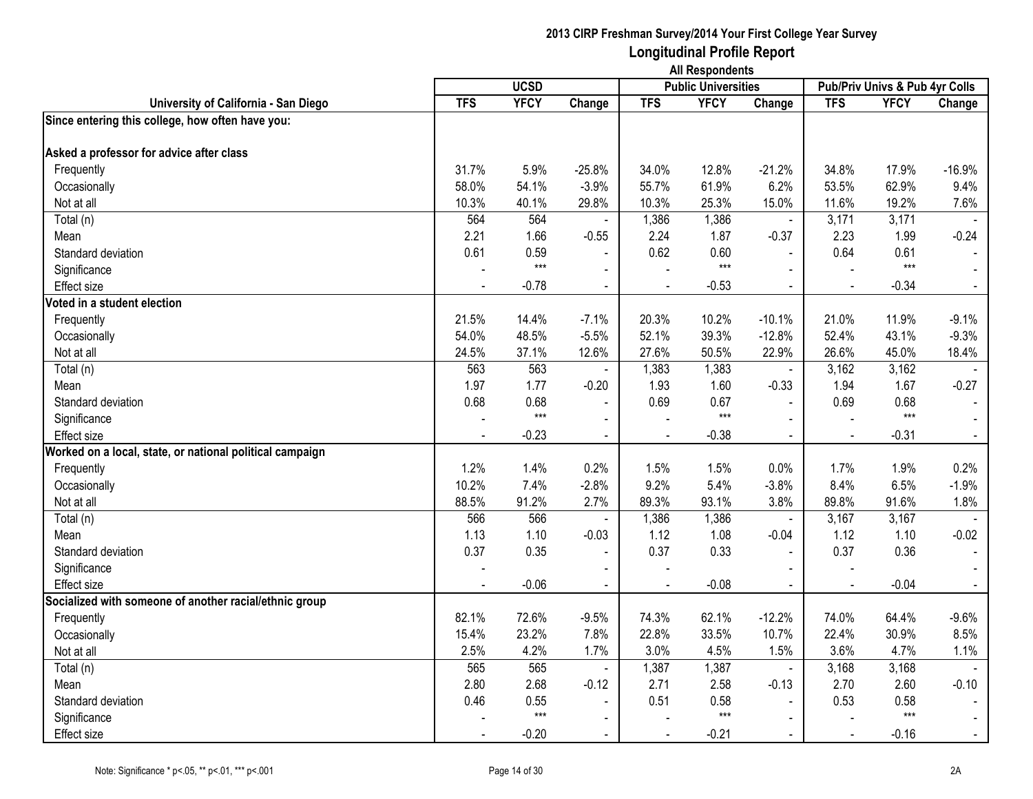**2013 CIRP Freshman Survey/2014 Your First College Year Survey**

## Longitudinal Profile Report

**All Respondents**

| University of California - San Diego | UCSD | | | Public Universities | | | Pub/Priv Univs & Pub 4yr Colls | | |
|---|---|---|---|---|---|---|---|---|---|
| | TFS | YFCY | Change | TFS | YFCY | Change | TFS | YFCY | Change |
| **Since entering this college, how often have you:** | | | | | | | | | |
| **Asked a professor for advice after class** | | | | | | | | | |
| Frequently | 31.7% | 5.9% | -25.8% | 34.0% | 12.8% | -21.2% | 34.8% | 17.9% | -16.9% |
| Occasionally | 58.0% | 54.1% | -3.9% | 55.7% | 61.9% | 6.2% | 53.5% | 62.9% | 9.4% |
| Not at all | 10.3% | 40.1% | 29.8% | 10.3% | 25.3% | 15.0% | 11.6% | 19.2% | 7.6% |
| Total (n) | 564 | 564 | - | 1,386 | 1,386 | - | 3,171 | 3,171 | - |
| Mean | 2.21 | 1.66 | -0.55 | 2.24 | 1.87 | -0.37 | 2.23 | 1.99 | -0.24 |
| Standard deviation | 0.61 | 0.59 | - | 0.62 | 0.60 | - | 0.64 | 0.61 | - |
| Significance | - | *** | - | - | *** | - | - | *** | - |
| Effect size | - | -0.78 | - | - | -0.53 | - | - | -0.34 | - |
| **Voted in a student election** | | | | | | | | | |
| Frequently | 21.5% | 14.4% | -7.1% | 20.3% | 10.2% | -10.1% | 21.0% | 11.9% | -9.1% |
| Occasionally | 54.0% | 48.5% | -5.5% | 52.1% | 39.3% | -12.8% | 52.4% | 43.1% | -9.3% |
| Not at all | 24.5% | 37.1% | 12.6% | 27.6% | 50.5% | 22.9% | 26.6% | 45.0% | 18.4% |
| Total (n) | 563 | 563 | - | 1,383 | 1,383 | - | 3,162 | 3,162 | - |
| Mean | 1.97 | 1.77 | -0.20 | 1.93 | 1.60 | -0.33 | 1.94 | 1.67 | -0.27 |
| Standard deviation | 0.68 | 0.68 | - | 0.69 | 0.67 | - | 0.69 | 0.68 | - |
| Significance | - | *** | - | - | *** | - | - | *** | - |
| Effect size | - | -0.23 | - | - | -0.38 | - | - | -0.31 | - |
| **Worked on a local, state, or national political campaign** | | | | | | | | | |
| Frequently | 1.2% | 1.4% | 0.2% | 1.5% | 1.5% | 0.0% | 1.7% | 1.9% | 0.2% |
| Occasionally | 10.2% | 7.4% | -2.8% | 9.2% | 5.4% | -3.8% | 8.4% | 6.5% | -1.9% |
| Not at all | 88.5% | 91.2% | 2.7% | 89.3% | 93.1% | 3.8% | 89.8% | 91.6% | 1.8% |
| Total (n) | 566 | 566 | - | 1,386 | 1,386 | - | 3,167 | 3,167 | - |
| Mean | 1.13 | 1.10 | -0.03 | 1.12 | 1.08 | -0.04 | 1.12 | 1.10 | -0.02 |
| Standard deviation | 0.37 | 0.35 | - | 0.37 | 0.33 | - | 0.37 | 0.36 | - |
| Significance | - | | - | - | | - | - | | - |
| Effect size | - | -0.06 | - | - | -0.08 | - | - | -0.04 | - |
| **Socialized with someone of another racial/ethnic group** | | | | | | | | | |
| Frequently | 82.1% | 72.6% | -9.5% | 74.3% | 62.1% | -12.2% | 74.0% | 64.4% | -9.6% |
| Occasionally | 15.4% | 23.2% | 7.8% | 22.8% | 33.5% | 10.7% | 22.4% | 30.9% | 8.5% |
| Not at all | 2.5% | 4.2% | 1.7% | 3.0% | 4.5% | 1.5% | 3.6% | 4.7% | 1.1% |
| Total (n) | 565 | 565 | - | 1,387 | 1,387 | - | 3,168 | 3,168 | - |
| Mean | 2.80 | 2.68 | -0.12 | 2.71 | 2.58 | -0.13 | 2.70 | 2.60 | -0.10 |
| Standard deviation | 0.46 | 0.55 | - | 0.51 | 0.58 | - | 0.53 | 0.58 | - |
| Significance | - | *** | - | - | *** | - | - | *** | - |
| Effect size | - | -0.20 | - | - | -0.21 | - | - | -0.16 | - |

Note: Significance * p<.05, ** p<.01, *** p<.001

2A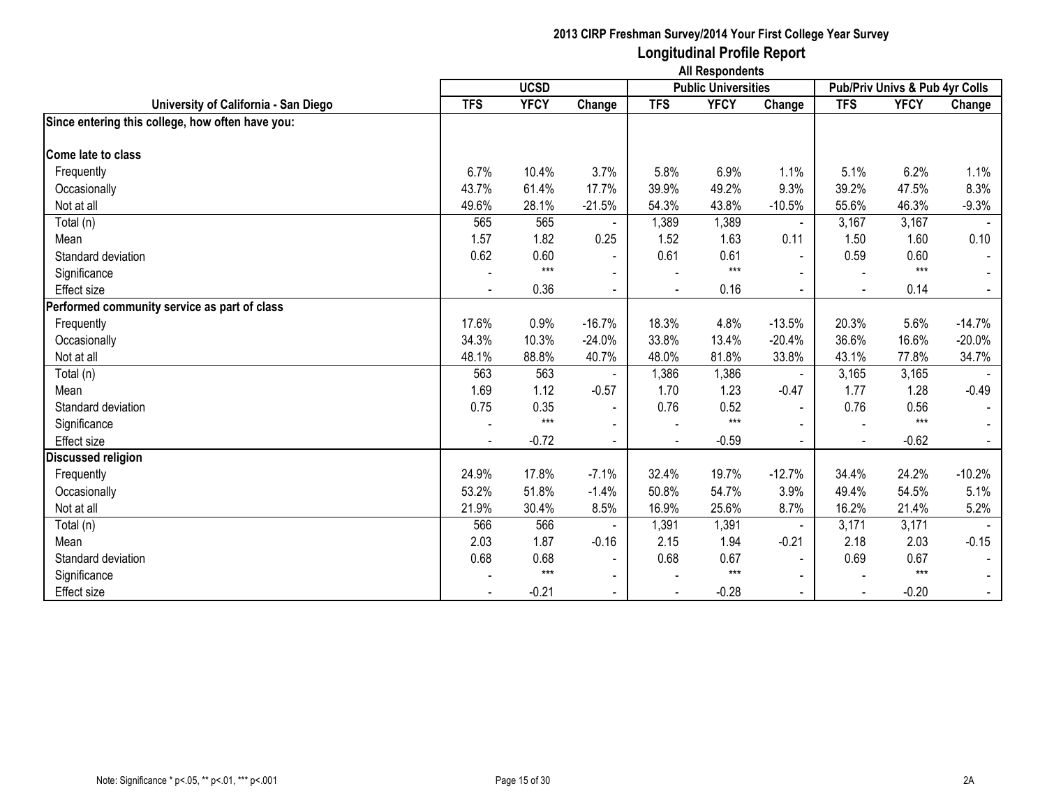# 2013 CIRP Freshman Survey/2014 Your First College Year Survey

## Longitudinal Profile Report

### All Respondents

| University of California - San Diego | UCSD | | | Public Universities | | | Pub/Priv Univs & Pub 4yr Colls | | |
|---|---|---|---|---|---|---|---|---|---|
| | TFS | YFCY | Change | TFS | YFCY | Change | TFS | YFCY | Change |
| **Since entering this college, how often have you:** | | | | | | | | | |
| **Come late to class** | | | | | | | | | |
| Frequently | 6.7% | 10.4% | 3.7% | 5.8% | 6.9% | 1.1% | 5.1% | 6.2% | 1.1% |
| Occasionally | 43.7% | 61.4% | 17.7% | 39.9% | 49.2% | 9.3% | 39.2% | 47.5% | 8.3% |
| Not at all | 49.6% | 28.1% | -21.5% | 54.3% | 43.8% | -10.5% | 55.6% | 46.3% | -9.3% |
| Total (n) | 565 | 565 | - | 1,389 | 1,389 | - | 3,167 | 3,167 | - |
| Mean | 1.57 | 1.82 | 0.25 | 1.52 | 1.63 | 0.11 | 1.50 | 1.60 | 0.10 |
| Standard deviation | 0.62 | 0.60 | - | 0.61 | 0.61 | - | 0.59 | 0.60 | - |
| Significance | - | *** | - | - | *** | - | - | *** | - |
| Effect size | - | 0.36 | - | - | 0.16 | - | - | 0.14 | - |
| **Performed community service as part of class** | | | | | | | | | |
| Frequently | 17.6% | 0.9% | -16.7% | 18.3% | 4.8% | -13.5% | 20.3% | 5.6% | -14.7% |
| Occasionally | 34.3% | 10.3% | -24.0% | 33.8% | 13.4% | -20.4% | 36.6% | 16.6% | -20.0% |
| Not at all | 48.1% | 88.8% | 40.7% | 48.0% | 81.8% | 33.8% | 43.1% | 77.8% | 34.7% |
| Total (n) | 563 | 563 | - | 1,386 | 1,386 | - | 3,165 | 3,165 | - |
| Mean | 1.69 | 1.12 | -0.57 | 1.70 | 1.23 | -0.47 | 1.77 | 1.28 | -0.49 |
| Standard deviation | 0.75 | 0.35 | - | 0.76 | 0.52 | - | 0.76 | 0.56 | - |
| Significance | - | *** | - | - | *** | - | - | *** | - |
| Effect size | - | -0.72 | - | - | -0.59 | - | - | -0.62 | - |
| **Discussed religion** | | | | | | | | | |
| Frequently | 24.9% | 17.8% | -7.1% | 32.4% | 19.7% | -12.7% | 34.4% | 24.2% | -10.2% |
| Occasionally | 53.2% | 51.8% | -1.4% | 50.8% | 54.7% | 3.9% | 49.4% | 54.5% | 5.1% |
| Not at all | 21.9% | 30.4% | 8.5% | 16.9% | 25.6% | 8.7% | 16.2% | 21.4% | 5.2% |
| Total (n) | 566 | 566 | - | 1,391 | 1,391 | - | 3,171 | 3,171 | - |
| Mean | 2.03 | 1.87 | -0.16 | 2.15 | 1.94 | -0.21 | 2.18 | 2.03 | -0.15 |
| Standard deviation | 0.68 | 0.68 | - | 0.68 | 0.67 | - | 0.69 | 0.67 | - |
| Significance | - | *** | - | - | *** | - | - | *** | - |
| Effect size | - | -0.21 | - | - | -0.28 | - | - | -0.20 | - |

Note: Significance * p<.05, ** p<.01, *** p<.001

2A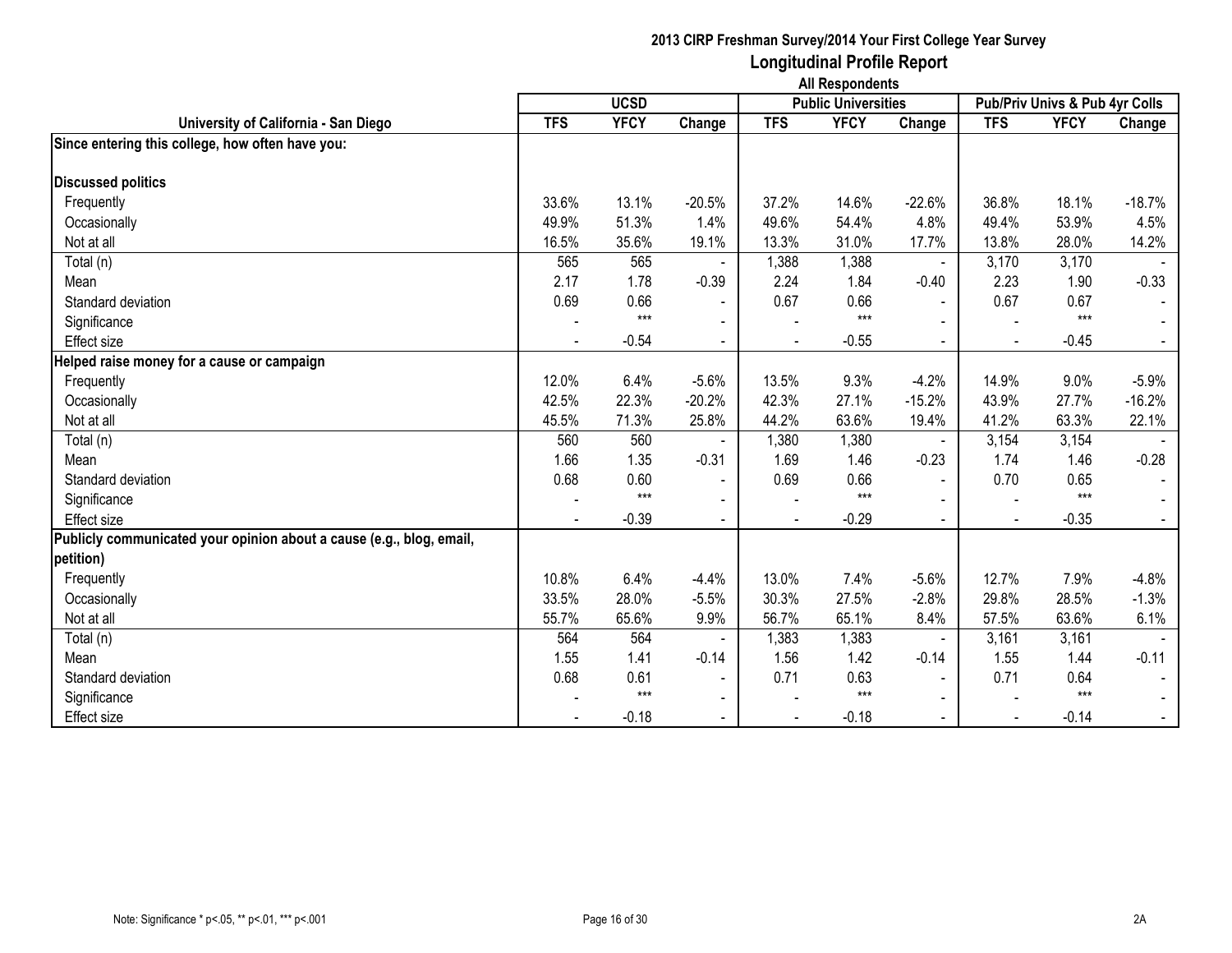## 2013 CIRP Freshman Survey/2014 Your First College Year Survey

### Longitudinal Profile Report

**All Respondents**

| University of California - San Diego | UCSD | | | Public Universities | | | Pub/Priv Univs & Pub 4yr Colls | | |
|---|---|---|---|---|---|---|---|---|---|
| | TFS | YFCY | Change | TFS | YFCY | Change | TFS | YFCY | Change |
| **Since entering this college, how often have you:** | | | | | | | | | |
| **Discussed politics** | | | | | | | | | |
| Frequently | 33.6% | 13.1% | -20.5% | 37.2% | 14.6% | -22.6% | 36.8% | 18.1% | -18.7% |
| Occasionally | 49.9% | 51.3% | 1.4% | 49.6% | 54.4% | 4.8% | 49.4% | 53.9% | 4.5% |
| Not at all | 16.5% | 35.6% | 19.1% | 13.3% | 31.0% | 17.7% | 13.8% | 28.0% | 14.2% |
| Total (n) | 565 | 565 | - | 1,388 | 1,388 | - | 3,170 | 3,170 | - |
| Mean | 2.17 | 1.78 | -0.39 | 2.24 | 1.84 | -0.40 | 2.23 | 1.90 | -0.33 |
| Standard deviation | 0.69 | 0.66 | - | 0.67 | 0.66 | - | 0.67 | 0.67 | - |
| Significance | - | *** | - | - | *** | - | - | *** | - |
| Effect size | - | -0.54 | - | - | -0.55 | - | - | -0.45 | - |
| **Helped raise money for a cause or campaign** | | | | | | | | | |
| Frequently | 12.0% | 6.4% | -5.6% | 13.5% | 9.3% | -4.2% | 14.9% | 9.0% | -5.9% |
| Occasionally | 42.5% | 22.3% | -20.2% | 42.3% | 27.1% | -15.2% | 43.9% | 27.7% | -16.2% |
| Not at all | 45.5% | 71.3% | 25.8% | 44.2% | 63.6% | 19.4% | 41.2% | 63.3% | 22.1% |
| Total (n) | 560 | 560 | - | 1,380 | 1,380 | - | 3,154 | 3,154 | - |
| Mean | 1.66 | 1.35 | -0.31 | 1.69 | 1.46 | -0.23 | 1.74 | 1.46 | -0.28 |
| Standard deviation | 0.68 | 0.60 | - | 0.69 | 0.66 | - | 0.70 | 0.65 | - |
| Significance | - | *** | - | - | *** | - | - | *** | - |
| Effect size | - | -0.39 | - | - | -0.29 | - | - | -0.35 | - |
| **Publicly communicated your opinion about a cause (e.g., blog, email, petition)** | | | | | | | | | |
| Frequently | 10.8% | 6.4% | -4.4% | 13.0% | 7.4% | -5.6% | 12.7% | 7.9% | -4.8% |
| Occasionally | 33.5% | 28.0% | -5.5% | 30.3% | 27.5% | -2.8% | 29.8% | 28.5% | -1.3% |
| Not at all | 55.7% | 65.6% | 9.9% | 56.7% | 65.1% | 8.4% | 57.5% | 63.6% | 6.1% |
| Total (n) | 564 | 564 | - | 1,383 | 1,383 | - | 3,161 | 3,161 | - |
| Mean | 1.55 | 1.41 | -0.14 | 1.56 | 1.42 | -0.14 | 1.55 | 1.44 | -0.11 |
| Standard deviation | 0.68 | 0.61 | - | 0.71 | 0.63 | - | 0.71 | 0.64 | - |
| Significance | - | *** | - | - | *** | - | - | *** | - |
| Effect size | - | -0.18 | - | - | -0.18 | - | - | -0.14 | - |

Note: Significance * p<.05, ** p<.01, *** p<.001

2A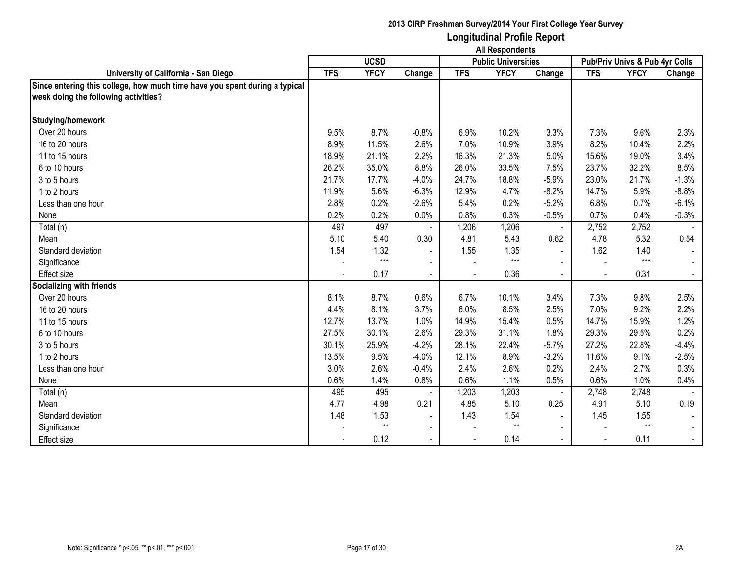## 2013 CIRP Freshman Survey/2014 Your First College Year Survey
## Longitudinal Profile Report
### All Respondents

| University of California - San Diego | UCSD | | | Public Universities | | | Pub/Priv Univs & Pub 4yr Colls | | |
|---|---|---|---|---|---|---|---|---|---|
| | TFS | YFCY | Change | TFS | YFCY | Change | TFS | YFCY | Change |
| **Since entering this college, how much time have you spent during a typical week doing the following activities?** | | | | | | | | | |
| **Studying/homework** | | | | | | | | | |
| Over 20 hours | 9.5% | 8.7% | -0.8% | 6.9% | 10.2% | 3.3% | 7.3% | 9.6% | 2.3% |
| 16 to 20 hours | 8.9% | 11.5% | 2.6% | 7.0% | 10.9% | 3.9% | 8.2% | 10.4% | 2.2% |
| 11 to 15 hours | 18.9% | 21.1% | 2.2% | 16.3% | 21.3% | 5.0% | 15.6% | 19.0% | 3.4% |
| 6 to 10 hours | 26.2% | 35.0% | 8.8% | 26.0% | 33.5% | 7.5% | 23.7% | 32.2% | 8.5% |
| 3 to 5 hours | 21.7% | 17.7% | -4.0% | 24.7% | 18.8% | -5.9% | 23.0% | 21.7% | -1.3% |
| 1 to 2 hours | 11.9% | 5.6% | -6.3% | 12.9% | 4.7% | -8.2% | 14.7% | 5.9% | -8.8% |
| Less than one hour | 2.8% | 0.2% | -2.6% | 5.4% | 0.2% | -5.2% | 6.8% | 0.7% | -6.1% |
| None | 0.2% | 0.2% | 0.0% | 0.8% | 0.3% | -0.5% | 0.7% | 0.4% | -0.3% |
| Total (n) | 497 | 497 | - | 1,206 | 1,206 | - | 2,752 | 2,752 | - |
| Mean | 5.10 | 5.40 | 0.30 | 4.81 | 5.43 | 0.62 | 4.78 | 5.32 | 0.54 |
| Standard deviation | 1.54 | 1.32 | - | 1.55 | 1.35 | - | 1.62 | 1.40 | - |
| Significance | - | *** | - | - | *** | - | - | *** | - |
| Effect size | - | 0.17 | - | - | 0.36 | - | - | 0.31 | - |
| **Socializing with friends** | | | | | | | | | |
| Over 20 hours | 8.1% | 8.7% | 0.6% | 6.7% | 10.1% | 3.4% | 7.3% | 9.8% | 2.5% |
| 16 to 20 hours | 4.4% | 8.1% | 3.7% | 6.0% | 8.5% | 2.5% | 7.0% | 9.2% | 2.2% |
| 11 to 15 hours | 12.7% | 13.7% | 1.0% | 14.9% | 15.4% | 0.5% | 14.7% | 15.9% | 1.2% |
| 6 to 10 hours | 27.5% | 30.1% | 2.6% | 29.3% | 31.1% | 1.8% | 29.3% | 29.5% | 0.2% |
| 3 to 5 hours | 30.1% | 25.9% | -4.2% | 28.1% | 22.4% | -5.7% | 27.2% | 22.8% | -4.4% |
| 1 to 2 hours | 13.5% | 9.5% | -4.0% | 12.1% | 8.9% | -3.2% | 11.6% | 9.1% | -2.5% |
| Less than one hour | 3.0% | 2.6% | -0.4% | 2.4% | 2.6% | 0.2% | 2.4% | 2.7% | 0.3% |
| None | 0.6% | 1.4% | 0.8% | 0.6% | 1.1% | 0.5% | 0.6% | 1.0% | 0.4% |
| Total (n) | 495 | 495 | - | 1,203 | 1,203 | - | 2,748 | 2,748 | - |
| Mean | 4.77 | 4.98 | 0.21 | 4.85 | 5.10 | 0.25 | 4.91 | 5.10 | 0.19 |
| Standard deviation | 1.48 | 1.53 | - | 1.43 | 1.54 | - | 1.45 | 1.55 | - |
| Significance | - | ** | - | - | ** | - | - | ** | - |
| Effect size | - | 0.12 | - | - | 0.14 | - | - | 0.11 | - |

Note: Significance * p<.05, ** p<.01, *** p<.001

2A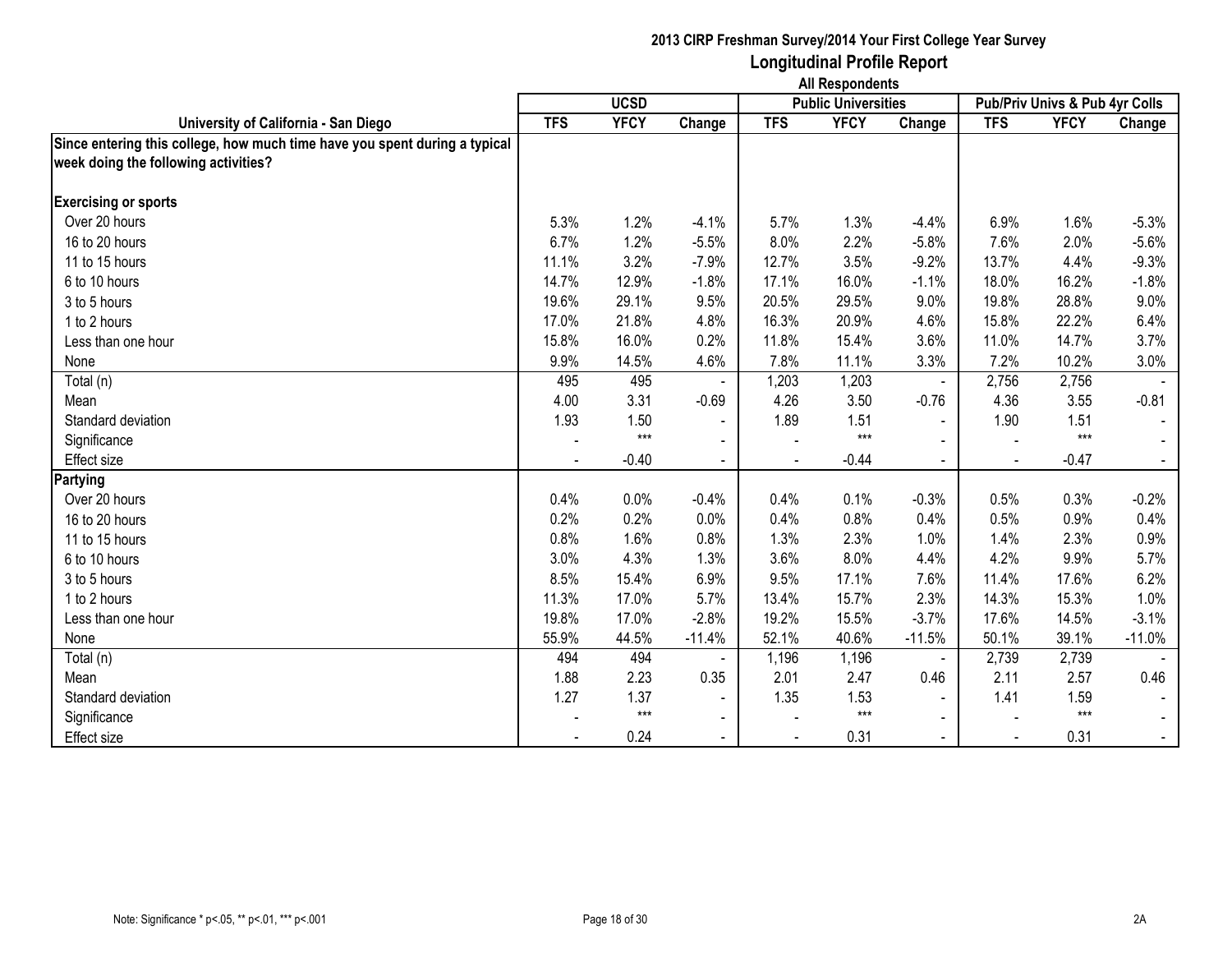# 2013 CIRP Freshman Survey/2014 Your First College Year Survey

## Longitudinal Profile Report

### All Respondents

| University of California - San Diego | UCSD | | | Public Universities | | | Pub/Priv Univs & Pub 4yr Colls | | |
|---|---|---|---|---|---|---|---|---|---|
| | TFS | YFCY | Change | TFS | YFCY | Change | TFS | YFCY | Change |
| **Since entering this college, how much time have you spent during a typical week doing the following activities?** | | | | | | | | | |
| **Exercising or sports** | | | | | | | | | |
| Over 20 hours | 5.3% | 1.2% | -4.1% | 5.7% | 1.3% | -4.4% | 6.9% | 1.6% | -5.3% |
| 16 to 20 hours | 6.7% | 1.2% | -5.5% | 8.0% | 2.2% | -5.8% | 7.6% | 2.0% | -5.6% |
| 11 to 15 hours | 11.1% | 3.2% | -7.9% | 12.7% | 3.5% | -9.2% | 13.7% | 4.4% | -9.3% |
| 6 to 10 hours | 14.7% | 12.9% | -1.8% | 17.1% | 16.0% | -1.1% | 18.0% | 16.2% | -1.8% |
| 3 to 5 hours | 19.6% | 29.1% | 9.5% | 20.5% | 29.5% | 9.0% | 19.8% | 28.8% | 9.0% |
| 1 to 2 hours | 17.0% | 21.8% | 4.8% | 16.3% | 20.9% | 4.6% | 15.8% | 22.2% | 6.4% |
| Less than one hour | 15.8% | 16.0% | 0.2% | 11.8% | 15.4% | 3.6% | 11.0% | 14.7% | 3.7% |
| None | 9.9% | 14.5% | 4.6% | 7.8% | 11.1% | 3.3% | 7.2% | 10.2% | 3.0% |
| Total (n) | 495 | 495 | - | 1,203 | 1,203 | - | 2,756 | 2,756 | - |
| Mean | 4.00 | 3.31 | -0.69 | 4.26 | 3.50 | -0.76 | 4.36 | 3.55 | -0.81 |
| Standard deviation | 1.93 | 1.50 | - | 1.89 | 1.51 | - | 1.90 | 1.51 | - |
| Significance | - | *** | - | - | *** | - | - | *** | - |
| Effect size | - | -0.40 | - | - | -0.44 | - | - | -0.47 | - |
| **Partying** | | | | | | | | | |
| Over 20 hours | 0.4% | 0.0% | -0.4% | 0.4% | 0.1% | -0.3% | 0.5% | 0.3% | -0.2% |
| 16 to 20 hours | 0.2% | 0.2% | 0.0% | 0.4% | 0.8% | 0.4% | 0.5% | 0.9% | 0.4% |
| 11 to 15 hours | 0.8% | 1.6% | 0.8% | 1.3% | 2.3% | 1.0% | 1.4% | 2.3% | 0.9% |
| 6 to 10 hours | 3.0% | 4.3% | 1.3% | 3.6% | 8.0% | 4.4% | 4.2% | 9.9% | 5.7% |
| 3 to 5 hours | 8.5% | 15.4% | 6.9% | 9.5% | 17.1% | 7.6% | 11.4% | 17.6% | 6.2% |
| 1 to 2 hours | 11.3% | 17.0% | 5.7% | 13.4% | 15.7% | 2.3% | 14.3% | 15.3% | 1.0% |
| Less than one hour | 19.8% | 17.0% | -2.8% | 19.2% | 15.5% | -3.7% | 17.6% | 14.5% | -3.1% |
| None | 55.9% | 44.5% | -11.4% | 52.1% | 40.6% | -11.5% | 50.1% | 39.1% | -11.0% |
| Total (n) | 494 | 494 | - | 1,196 | 1,196 | - | 2,739 | 2,739 | - |
| Mean | 1.88 | 2.23 | 0.35 | 2.01 | 2.47 | 0.46 | 2.11 | 2.57 | 0.46 |
| Standard deviation | 1.27 | 1.37 | - | 1.35 | 1.53 | - | 1.41 | 1.59 | - |
| Significance | - | *** | - | - | *** | - | - | *** | - |
| Effect size | - | 0.24 | - | - | 0.31 | - | - | 0.31 | - |

Note: Significance * p<.05, ** p<.01, *** p<.001

2A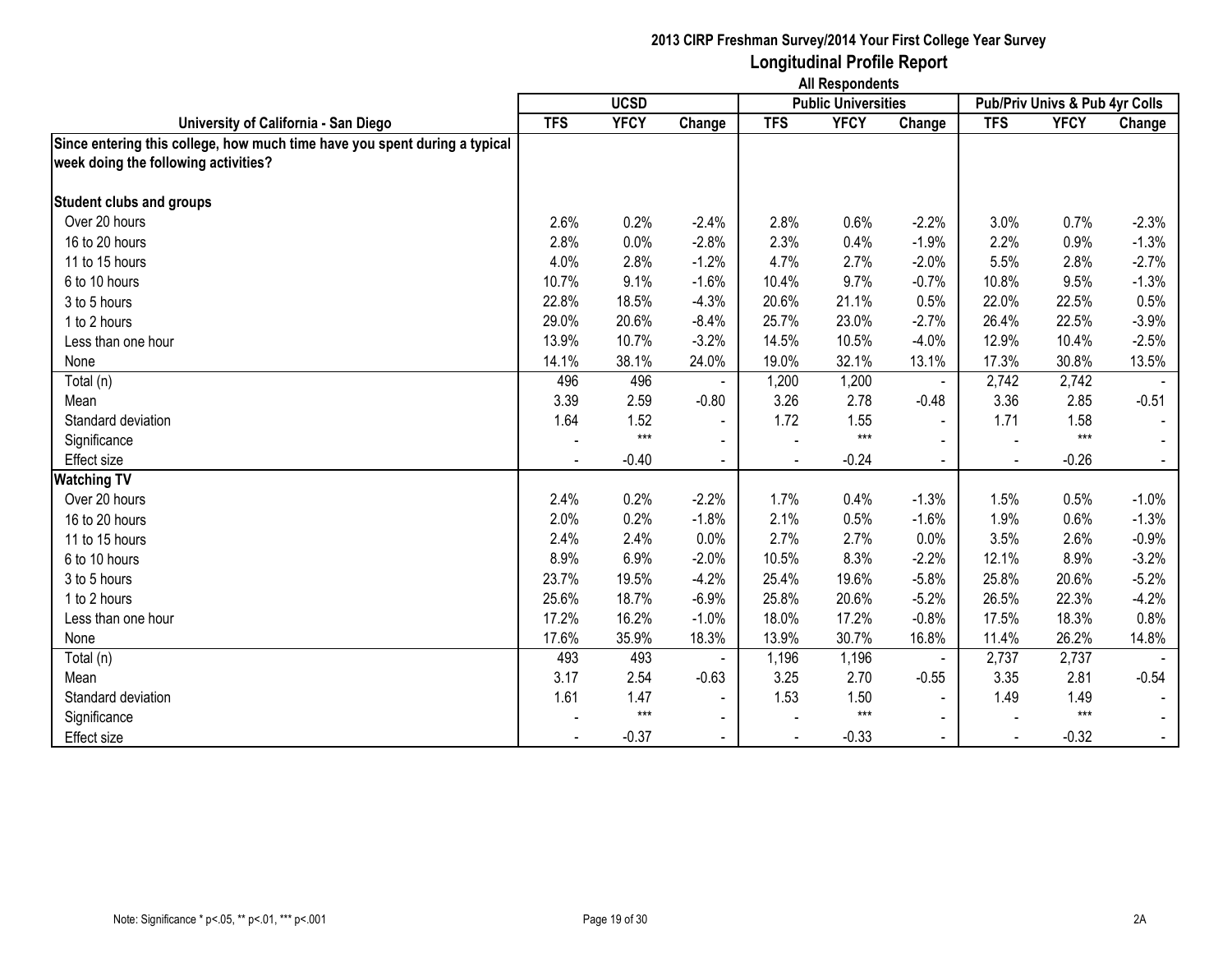**2013 CIRP Freshman Survey/2014 Your First College Year Survey**

# Longitudinal Profile Report

**All Respondents**

| University of California - San Diego | UCSD | | | Public Universities | | | Pub/Priv Univs & Pub 4yr Colls | | |
|---|---|---|---|---|---|---|---|---|---|
| | TFS | YFCY | Change | TFS | YFCY | Change | TFS | YFCY | Change |
| **Since entering this college, how much time have you spent during a typical week doing the following activities?** | | | | | | | | | |
| **Student clubs and groups** | | | | | | | | | |
| Over 20 hours | 2.6% | 0.2% | -2.4% | 2.8% | 0.6% | -2.2% | 3.0% | 0.7% | -2.3% |
| 16 to 20 hours | 2.8% | 0.0% | -2.8% | 2.3% | 0.4% | -1.9% | 2.2% | 0.9% | -1.3% |
| 11 to 15 hours | 4.0% | 2.8% | -1.2% | 4.7% | 2.7% | -2.0% | 5.5% | 2.8% | -2.7% |
| 6 to 10 hours | 10.7% | 9.1% | -1.6% | 10.4% | 9.7% | -0.7% | 10.8% | 9.5% | -1.3% |
| 3 to 5 hours | 22.8% | 18.5% | -4.3% | 20.6% | 21.1% | 0.5% | 22.0% | 22.5% | 0.5% |
| 1 to 2 hours | 29.0% | 20.6% | -8.4% | 25.7% | 23.0% | -2.7% | 26.4% | 22.5% | -3.9% |
| Less than one hour | 13.9% | 10.7% | -3.2% | 14.5% | 10.5% | -4.0% | 12.9% | 10.4% | -2.5% |
| None | 14.1% | 38.1% | 24.0% | 19.0% | 32.1% | 13.1% | 17.3% | 30.8% | 13.5% |
| Total (n) | 496 | 496 | - | 1,200 | 1,200 | - | 2,742 | 2,742 | - |
| Mean | 3.39 | 2.59 | -0.80 | 3.26 | 2.78 | -0.48 | 3.36 | 2.85 | -0.51 |
| Standard deviation | 1.64 | 1.52 | - | 1.72 | 1.55 | - | 1.71 | 1.58 | - |
| Significance | - | *** | - | - | *** | - | - | *** | - |
| Effect size | - | -0.40 | - | - | -0.24 | - | - | -0.26 | - |
| **Watching TV** | | | | | | | | | |
| Over 20 hours | 2.4% | 0.2% | -2.2% | 1.7% | 0.4% | -1.3% | 1.5% | 0.5% | -1.0% |
| 16 to 20 hours | 2.0% | 0.2% | -1.8% | 2.1% | 0.5% | -1.6% | 1.9% | 0.6% | -1.3% |
| 11 to 15 hours | 2.4% | 2.4% | 0.0% | 2.7% | 2.7% | 0.0% | 3.5% | 2.6% | -0.9% |
| 6 to 10 hours | 8.9% | 6.9% | -2.0% | 10.5% | 8.3% | -2.2% | 12.1% | 8.9% | -3.2% |
| 3 to 5 hours | 23.7% | 19.5% | -4.2% | 25.4% | 19.6% | -5.8% | 25.8% | 20.6% | -5.2% |
| 1 to 2 hours | 25.6% | 18.7% | -6.9% | 25.8% | 20.6% | -5.2% | 26.5% | 22.3% | -4.2% |
| Less than one hour | 17.2% | 16.2% | -1.0% | 18.0% | 17.2% | -0.8% | 17.5% | 18.3% | 0.8% |
| None | 17.6% | 35.9% | 18.3% | 13.9% | 30.7% | 16.8% | 11.4% | 26.2% | 14.8% |
| Total (n) | 493 | 493 | - | 1,196 | 1,196 | - | 2,737 | 2,737 | - |
| Mean | 3.17 | 2.54 | -0.63 | 3.25 | 2.70 | -0.55 | 3.35 | 2.81 | -0.54 |
| Standard deviation | 1.61 | 1.47 | - | 1.53 | 1.50 | - | 1.49 | 1.49 | - |
| Significance | - | *** | - | - | *** | - | - | *** | - |
| Effect size | - | -0.37 | - | - | -0.33 | - | - | -0.32 | - |

Note: Significance * p<.05, ** p<.01, *** p<.001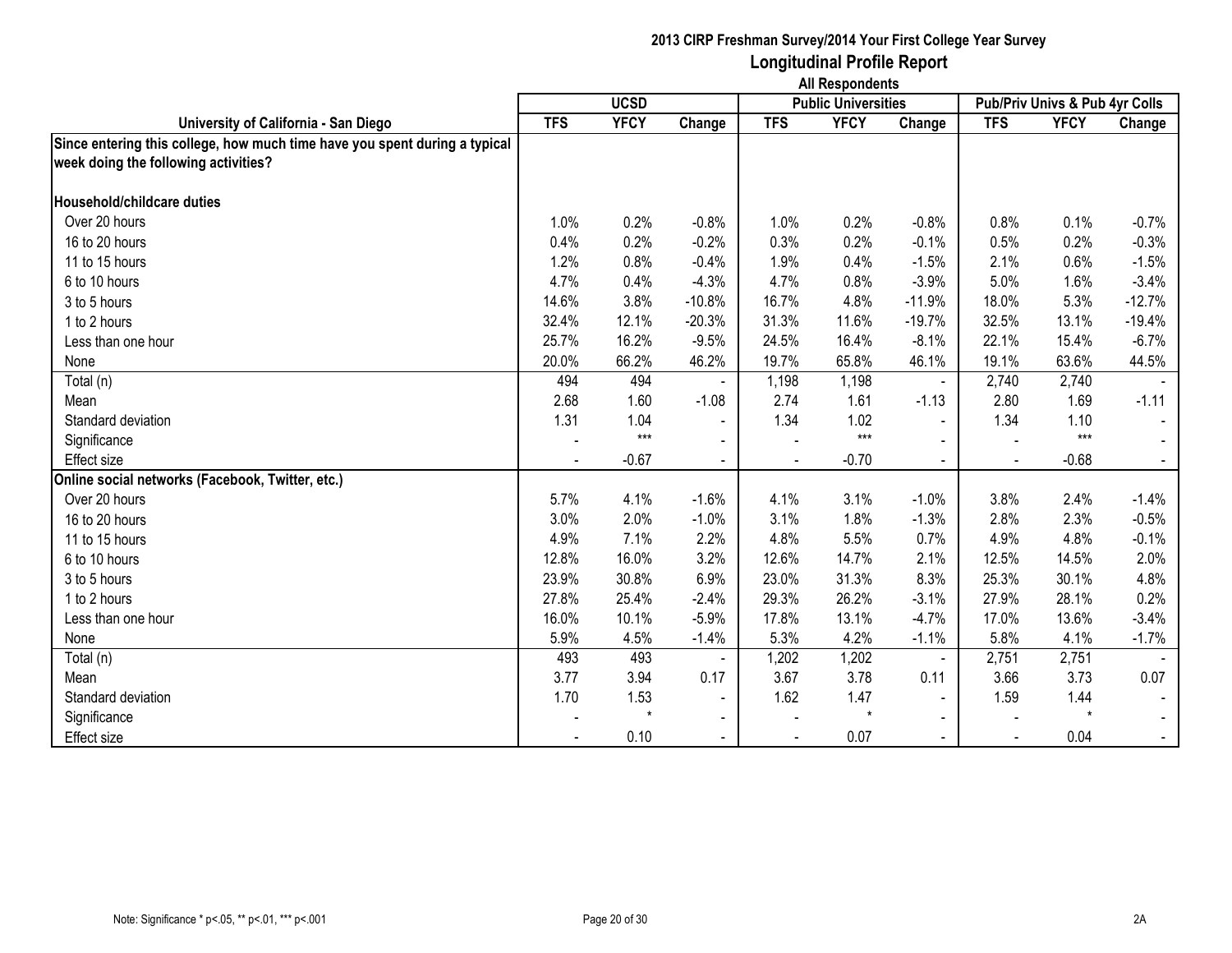**2013 CIRP Freshman Survey/2014 Your First College Year Survey**
**Longitudinal Profile Report**
**All Respondents**

| University of California - San Diego | UCSD | | | Public Universities | | | Pub/Priv Univs & Pub 4yr Colls | | |
|---|---|---|---|---|---|---|---|---|---|
| | TFS | YFCY | Change | TFS | YFCY | Change | TFS | YFCY | Change |
| **Since entering this college, how much time have you spent during a typical week doing the following activities?** | | | | | | | | | |
| **Household/childcare duties** | | | | | | | | | |
| Over 20 hours | 1.0% | 0.2% | -0.8% | 1.0% | 0.2% | -0.8% | 0.8% | 0.1% | -0.7% |
| 16 to 20 hours | 0.4% | 0.2% | -0.2% | 0.3% | 0.2% | -0.1% | 0.5% | 0.2% | -0.3% |
| 11 to 15 hours | 1.2% | 0.8% | -0.4% | 1.9% | 0.4% | -1.5% | 2.1% | 0.6% | -1.5% |
| 6 to 10 hours | 4.7% | 0.4% | -4.3% | 4.7% | 0.8% | -3.9% | 5.0% | 1.6% | -3.4% |
| 3 to 5 hours | 14.6% | 3.8% | -10.8% | 16.7% | 4.8% | -11.9% | 18.0% | 5.3% | -12.7% |
| 1 to 2 hours | 32.4% | 12.1% | -20.3% | 31.3% | 11.6% | -19.7% | 32.5% | 13.1% | -19.4% |
| Less than one hour | 25.7% | 16.2% | -9.5% | 24.5% | 16.4% | -8.1% | 22.1% | 15.4% | -6.7% |
| None | 20.0% | 66.2% | 46.2% | 19.7% | 65.8% | 46.1% | 19.1% | 63.6% | 44.5% |
| Total (n) | 494 | 494 | - | 1,198 | 1,198 | - | 2,740 | 2,740 | - |
| Mean | 2.68 | 1.60 | -1.08 | 2.74 | 1.61 | -1.13 | 2.80 | 1.69 | -1.11 |
| Standard deviation | 1.31 | 1.04 | - | 1.34 | 1.02 | - | 1.34 | 1.10 | - |
| Significance | - | *** | - | - | *** | - | - | *** | - |
| Effect size | - | -0.67 | - | - | -0.70 | - | - | -0.68 | - |
| **Online social networks (Facebook, Twitter, etc.)** | | | | | | | | | |
| Over 20 hours | 5.7% | 4.1% | -1.6% | 4.1% | 3.1% | -1.0% | 3.8% | 2.4% | -1.4% |
| 16 to 20 hours | 3.0% | 2.0% | -1.0% | 3.1% | 1.8% | -1.3% | 2.8% | 2.3% | -0.5% |
| 11 to 15 hours | 4.9% | 7.1% | 2.2% | 4.8% | 5.5% | 0.7% | 4.9% | 4.8% | -0.1% |
| 6 to 10 hours | 12.8% | 16.0% | 3.2% | 12.6% | 14.7% | 2.1% | 12.5% | 14.5% | 2.0% |
| 3 to 5 hours | 23.9% | 30.8% | 6.9% | 23.0% | 31.3% | 8.3% | 25.3% | 30.1% | 4.8% |
| 1 to 2 hours | 27.8% | 25.4% | -2.4% | 29.3% | 26.2% | -3.1% | 27.9% | 28.1% | 0.2% |
| Less than one hour | 16.0% | 10.1% | -5.9% | 17.8% | 13.1% | -4.7% | 17.0% | 13.6% | -3.4% |
| None | 5.9% | 4.5% | -1.4% | 5.3% | 4.2% | -1.1% | 5.8% | 4.1% | -1.7% |
| Total (n) | 493 | 493 | - | 1,202 | 1,202 | - | 2,751 | 2,751 | - |
| Mean | 3.77 | 3.94 | 0.17 | 3.67 | 3.78 | 0.11 | 3.66 | 3.73 | 0.07 |
| Standard deviation | 1.70 | 1.53 | - | 1.62 | 1.47 | - | 1.59 | 1.44 | - |
| Significance | - | * | - | - | * | - | - | * | - |
| Effect size | - | 0.10 | - | - | 0.07 | - | - | 0.04 | - |

Note: Significance * p<.05, ** p<.01, *** p<.001

2A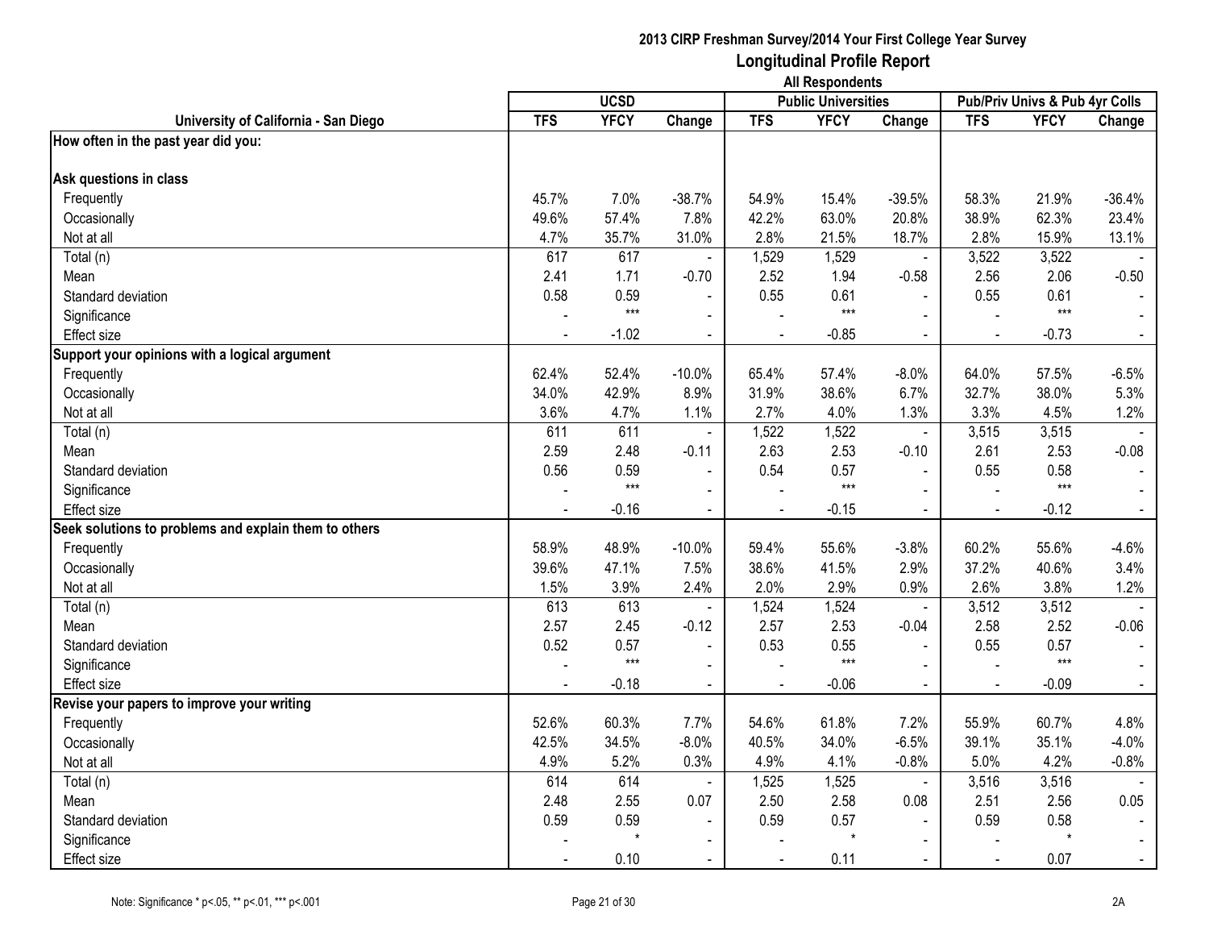## 2013 CIRP Freshman Survey/2014 Your First College Year Survey
## Longitudinal Profile Report
### All Respondents

| University of California - San Diego | UCSD | | | Public Universities | | | Pub/Priv Univs & Pub 4yr Colls | | |
|---|---|---|---|---|---|---|---|---|---|
| | TFS | YFCY | Change | TFS | YFCY | Change | TFS | YFCY | Change |
| **How often in the past year did you:** | | | | | | | | | |
| **Ask questions in class** | | | | | | | | | |
| Frequently | 45.7% | 7.0% | -38.7% | 54.9% | 15.4% | -39.5% | 58.3% | 21.9% | -36.4% |
| Occasionally | 49.6% | 57.4% | 7.8% | 42.2% | 63.0% | 20.8% | 38.9% | 62.3% | 23.4% |
| Not at all | 4.7% | 35.7% | 31.0% | 2.8% | 21.5% | 18.7% | 2.8% | 15.9% | 13.1% |
| Total (n) | 617 | 617 | - | 1,529 | 1,529 | - | 3,522 | 3,522 | - |
| Mean | 2.41 | 1.71 | -0.70 | 2.52 | 1.94 | -0.58 | 2.56 | 2.06 | -0.50 |
| Standard deviation | 0.58 | 0.59 | - | 0.55 | 0.61 | - | 0.55 | 0.61 | - |
| Significance | - | *** | - | - | *** | - | - | *** | - |
| Effect size | - | -1.02 | - | - | -0.85 | - | - | -0.73 | - |
| **Support your opinions with a logical argument** | | | | | | | | | |
| Frequently | 62.4% | 52.4% | -10.0% | 65.4% | 57.4% | -8.0% | 64.0% | 57.5% | -6.5% |
| Occasionally | 34.0% | 42.9% | 8.9% | 31.9% | 38.6% | 6.7% | 32.7% | 38.0% | 5.3% |
| Not at all | 3.6% | 4.7% | 1.1% | 2.7% | 4.0% | 1.3% | 3.3% | 4.5% | 1.2% |
| Total (n) | 611 | 611 | - | 1,522 | 1,522 | - | 3,515 | 3,515 | - |
| Mean | 2.59 | 2.48 | -0.11 | 2.63 | 2.53 | -0.10 | 2.61 | 2.53 | -0.08 |
| Standard deviation | 0.56 | 0.59 | - | 0.54 | 0.57 | - | 0.55 | 0.58 | - |
| Significance | - | *** | - | - | *** | - | - | *** | - |
| Effect size | - | -0.16 | - | - | -0.15 | - | - | -0.12 | - |
| **Seek solutions to problems and explain them to others** | | | | | | | | | |
| Frequently | 58.9% | 48.9% | -10.0% | 59.4% | 55.6% | -3.8% | 60.2% | 55.6% | -4.6% |
| Occasionally | 39.6% | 47.1% | 7.5% | 38.6% | 41.5% | 2.9% | 37.2% | 40.6% | 3.4% |
| Not at all | 1.5% | 3.9% | 2.4% | 2.0% | 2.9% | 0.9% | 2.6% | 3.8% | 1.2% |
| Total (n) | 613 | 613 | - | 1,524 | 1,524 | - | 3,512 | 3,512 | - |
| Mean | 2.57 | 2.45 | -0.12 | 2.57 | 2.53 | -0.04 | 2.58 | 2.52 | -0.06 |
| Standard deviation | 0.52 | 0.57 | - | 0.53 | 0.55 | - | 0.55 | 0.57 | - |
| Significance | - | *** | - | - | *** | - | - | *** | - |
| Effect size | - | -0.18 | - | - | -0.06 | - | - | -0.09 | - |
| **Revise your papers to improve your writing** | | | | | | | | | |
| Frequently | 52.6% | 60.3% | 7.7% | 54.6% | 61.8% | 7.2% | 55.9% | 60.7% | 4.8% |
| Occasionally | 42.5% | 34.5% | -8.0% | 40.5% | 34.0% | -6.5% | 39.1% | 35.1% | -4.0% |
| Not at all | 4.9% | 5.2% | 0.3% | 4.9% | 4.1% | -0.8% | 5.0% | 4.2% | -0.8% |
| Total (n) | 614 | 614 | - | 1,525 | 1,525 | - | 3,516 | 3,516 | - |
| Mean | 2.48 | 2.55 | 0.07 | 2.50 | 2.58 | 0.08 | 2.51 | 2.56 | 0.05 |
| Standard deviation | 0.59 | 0.59 | - | 0.59 | 0.57 | - | 0.59 | 0.58 | - |
| Significance | - | * | - | - | * | - | - | * | - |
| Effect size | - | 0.10 | - | - | 0.11 | - | - | 0.07 | - |

Note: Significance * p<.05, ** p<.01, *** p<.001

2A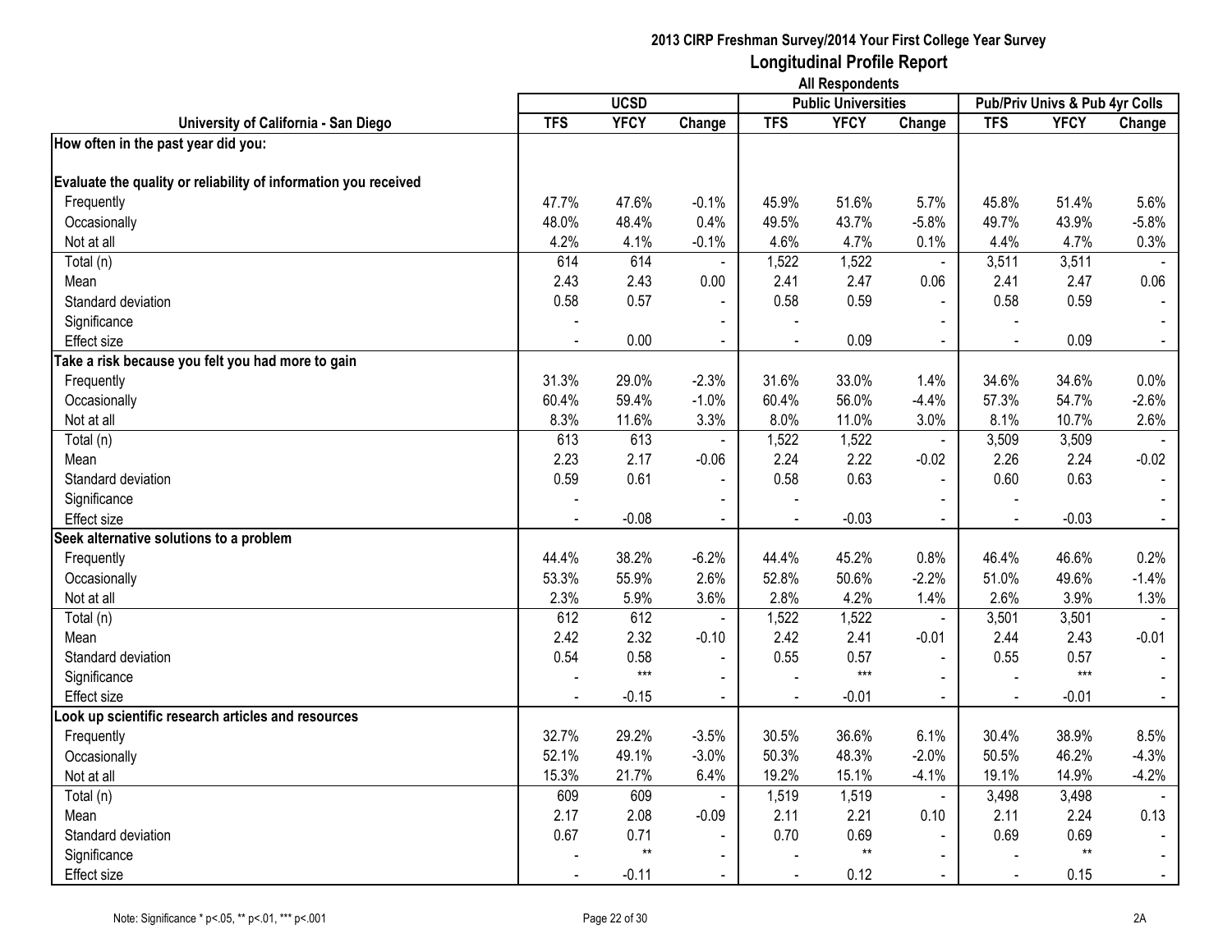**2013 CIRP Freshman Survey/2014 Your First College Year Survey**

# Longitudinal Profile Report

**All Respondents**

| University of California - San Diego | UCSD | | | Public Universities | | | Pub/Priv Univs & Pub 4yr Colls | | |
|---|---|---|---|---|---|---|---|---|---|
| | TFS | YFCY | Change | TFS | YFCY | Change | TFS | YFCY | Change |
| **How often in the past year did you:** | | | | | | | | | |
| **Evaluate the quality or reliability of information you received** | | | | | | | | | |
| Frequently | 47.7% | 47.6% | -0.1% | 45.9% | 51.6% | 5.7% | 45.8% | 51.4% | 5.6% |
| Occasionally | 48.0% | 48.4% | 0.4% | 49.5% | 43.7% | -5.8% | 49.7% | 43.9% | -5.8% |
| Not at all | 4.2% | 4.1% | -0.1% | 4.6% | 4.7% | 0.1% | 4.4% | 4.7% | 0.3% |
| Total (n) | 614 | 614 | - | 1,522 | 1,522 | - | 3,511 | 3,511 | - |
| Mean | 2.43 | 2.43 | 0.00 | 2.41 | 2.47 | 0.06 | 2.41 | 2.47 | 0.06 |
| Standard deviation | 0.58 | 0.57 | - | 0.58 | 0.59 | - | 0.58 | 0.59 | - |
| Significance | - | | - | - | | - | - | | - |
| Effect size | - | 0.00 | - | - | 0.09 | - | - | 0.09 | - |
| **Take a risk because you felt you had more to gain** | | | | | | | | | |
| Frequently | 31.3% | 29.0% | -2.3% | 31.6% | 33.0% | 1.4% | 34.6% | 34.6% | 0.0% |
| Occasionally | 60.4% | 59.4% | -1.0% | 60.4% | 56.0% | -4.4% | 57.3% | 54.7% | -2.6% |
| Not at all | 8.3% | 11.6% | 3.3% | 8.0% | 11.0% | 3.0% | 8.1% | 10.7% | 2.6% |
| Total (n) | 613 | 613 | - | 1,522 | 1,522 | - | 3,509 | 3,509 | - |
| Mean | 2.23 | 2.17 | -0.06 | 2.24 | 2.22 | -0.02 | 2.26 | 2.24 | -0.02 |
| Standard deviation | 0.59 | 0.61 | - | 0.58 | 0.63 | - | 0.60 | 0.63 | - |
| Significance | - | | - | - | | - | - | | - |
| Effect size | - | -0.08 | - | - | -0.03 | - | - | -0.03 | - |
| **Seek alternative solutions to a problem** | | | | | | | | | |
| Frequently | 44.4% | 38.2% | -6.2% | 44.4% | 45.2% | 0.8% | 46.4% | 46.6% | 0.2% |
| Occasionally | 53.3% | 55.9% | 2.6% | 52.8% | 50.6% | -2.2% | 51.0% | 49.6% | -1.4% |
| Not at all | 2.3% | 5.9% | 3.6% | 2.8% | 4.2% | 1.4% | 2.6% | 3.9% | 1.3% |
| Total (n) | 612 | 612 | - | 1,522 | 1,522 | - | 3,501 | 3,501 | - |
| Mean | 2.42 | 2.32 | -0.10 | 2.42 | 2.41 | -0.01 | 2.44 | 2.43 | -0.01 |
| Standard deviation | 0.54 | 0.58 | - | 0.55 | 0.57 | - | 0.55 | 0.57 | - |
| Significance | - | *** | - | - | *** | - | - | *** | - |
| Effect size | - | -0.15 | - | - | -0.01 | - | - | -0.01 | - |
| **Look up scientific research articles and resources** | | | | | | | | | |
| Frequently | 32.7% | 29.2% | -3.5% | 30.5% | 36.6% | 6.1% | 30.4% | 38.9% | 8.5% |
| Occasionally | 52.1% | 49.1% | -3.0% | 50.3% | 48.3% | -2.0% | 50.5% | 46.2% | -4.3% |
| Not at all | 15.3% | 21.7% | 6.4% | 19.2% | 15.1% | -4.1% | 19.1% | 14.9% | -4.2% |
| Total (n) | 609 | 609 | - | 1,519 | 1,519 | - | 3,498 | 3,498 | - |
| Mean | 2.17 | 2.08 | -0.09 | 2.11 | 2.21 | 0.10 | 2.11 | 2.24 | 0.13 |
| Standard deviation | 0.67 | 0.71 | - | 0.70 | 0.69 | - | 0.69 | 0.69 | - |
| Significance | - | ** | - | - | ** | - | - | ** | - |
| Effect size | - | -0.11 | - | - | 0.12 | - | - | 0.15 | - |

Note: Significance * p<.05, ** p<.01, *** p<.001

2A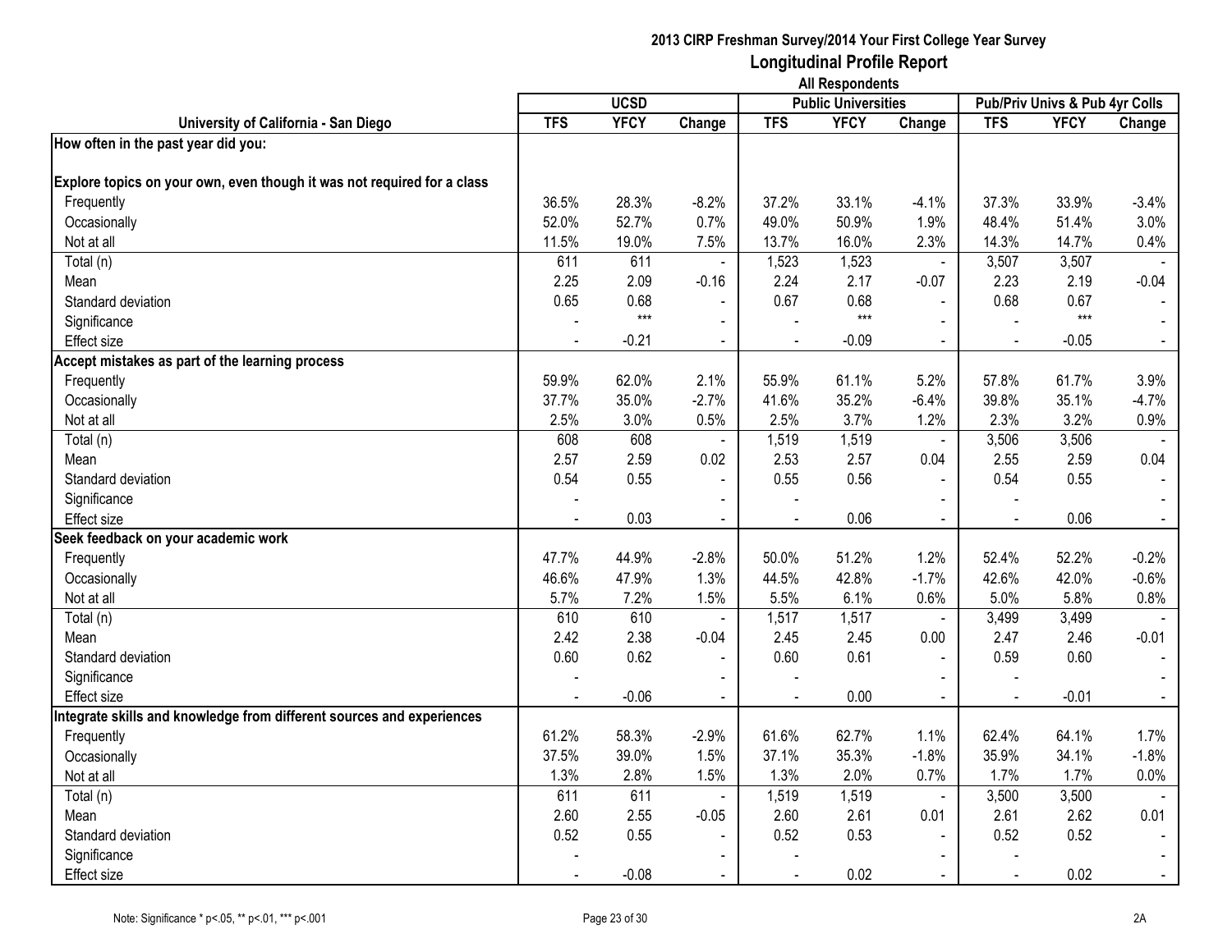**2013 CIRP Freshman Survey/2014 Your First College Year Survey**

# Longitudinal Profile Report

**All Respondents**

| University of California - San Diego | UCSD | | | Public Universities | | | Pub/Priv Univs & Pub 4yr Colls | | |
|---|---|---|---|---|---|---|---|---|---|
| | TFS | YFCY | Change | TFS | YFCY | Change | TFS | YFCY | Change |
| **How often in the past year did you:** | | | | | | | | | |
| **Explore topics on your own, even though it was not required for a class** | | | | | | | | | |
| Frequently | 36.5% | 28.3% | -8.2% | 37.2% | 33.1% | -4.1% | 37.3% | 33.9% | -3.4% |
| Occasionally | 52.0% | 52.7% | 0.7% | 49.0% | 50.9% | 1.9% | 48.4% | 51.4% | 3.0% |
| Not at all | 11.5% | 19.0% | 7.5% | 13.7% | 16.0% | 2.3% | 14.3% | 14.7% | 0.4% |
| Total (n) | 611 | 611 | - | 1,523 | 1,523 | - | 3,507 | 3,507 | - |
| Mean | 2.25 | 2.09 | -0.16 | 2.24 | 2.17 | -0.07 | 2.23 | 2.19 | -0.04 |
| Standard deviation | 0.65 | 0.68 | - | 0.67 | 0.68 | - | 0.68 | 0.67 | - |
| Significance | - | *** | - | - | *** | - | - | *** | - |
| Effect size | - | -0.21 | - | - | -0.09 | - | - | -0.05 | - |
| **Accept mistakes as part of the learning process** | | | | | | | | | |
| Frequently | 59.9% | 62.0% | 2.1% | 55.9% | 61.1% | 5.2% | 57.8% | 61.7% | 3.9% |
| Occasionally | 37.7% | 35.0% | -2.7% | 41.6% | 35.2% | -6.4% | 39.8% | 35.1% | -4.7% |
| Not at all | 2.5% | 3.0% | 0.5% | 2.5% | 3.7% | 1.2% | 2.3% | 3.2% | 0.9% |
| Total (n) | 608 | 608 | - | 1,519 | 1,519 | - | 3,506 | 3,506 | - |
| Mean | 2.57 | 2.59 | 0.02 | 2.53 | 2.57 | 0.04 | 2.55 | 2.59 | 0.04 |
| Standard deviation | 0.54 | 0.55 | - | 0.55 | 0.56 | - | 0.54 | 0.55 | - |
| Significance | - | | - | - | | - | - | | - |
| Effect size | - | 0.03 | - | - | 0.06 | - | - | 0.06 | - |
| **Seek feedback on your academic work** | | | | | | | | | |
| Frequently | 47.7% | 44.9% | -2.8% | 50.0% | 51.2% | 1.2% | 52.4% | 52.2% | -0.2% |
| Occasionally | 46.6% | 47.9% | 1.3% | 44.5% | 42.8% | -1.7% | 42.6% | 42.0% | -0.6% |
| Not at all | 5.7% | 7.2% | 1.5% | 5.5% | 6.1% | 0.6% | 5.0% | 5.8% | 0.8% |
| Total (n) | 610 | 610 | - | 1,517 | 1,517 | - | 3,499 | 3,499 | - |
| Mean | 2.42 | 2.38 | -0.04 | 2.45 | 2.45 | 0.00 | 2.47 | 2.46 | -0.01 |
| Standard deviation | 0.60 | 0.62 | - | 0.60 | 0.61 | - | 0.59 | 0.60 | - |
| Significance | - | | - | - | | - | - | | - |
| Effect size | - | -0.06 | - | - | 0.00 | - | - | -0.01 | - |
| **Integrate skills and knowledge from different sources and experiences** | | | | | | | | | |
| Frequently | 61.2% | 58.3% | -2.9% | 61.6% | 62.7% | 1.1% | 62.4% | 64.1% | 1.7% |
| Occasionally | 37.5% | 39.0% | 1.5% | 37.1% | 35.3% | -1.8% | 35.9% | 34.1% | -1.8% |
| Not at all | 1.3% | 2.8% | 1.5% | 1.3% | 2.0% | 0.7% | 1.7% | 1.7% | 0.0% |
| Total (n) | 611 | 611 | - | 1,519 | 1,519 | - | 3,500 | 3,500 | - |
| Mean | 2.60 | 2.55 | -0.05 | 2.60 | 2.61 | 0.01 | 2.61 | 2.62 | 0.01 |
| Standard deviation | 0.52 | 0.55 | - | 0.52 | 0.53 | - | 0.52 | 0.52 | - |
| Significance | - | | - | - | | - | - | | - |
| Effect size | - | -0.08 | - | - | 0.02 | - | - | 0.02 | - |

Note: Significance * p<.05, ** p<.01, *** p<.001

2A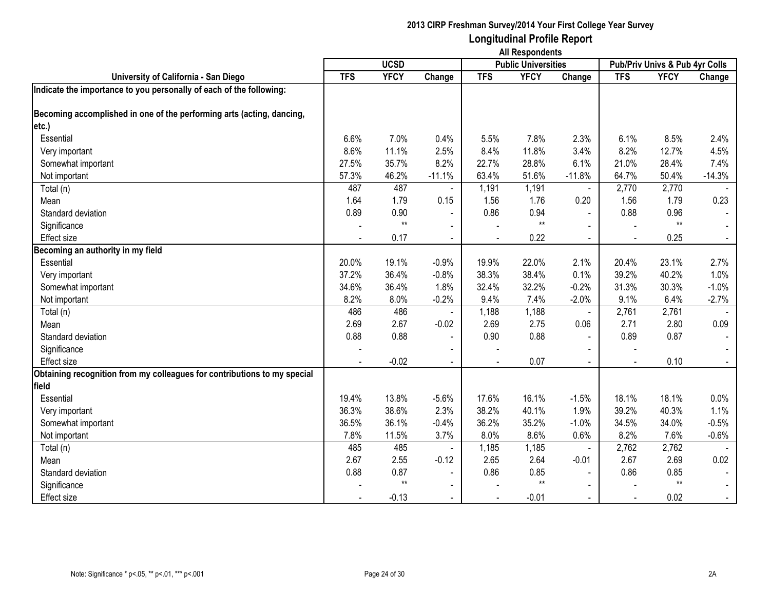**2013 CIRP Freshman Survey/2014 Your First College Year Survey**

# Longitudinal Profile Report

**All Respondents**

| University of California - San Diego | UCSD | | | Public Universities | | | Pub/Priv Univs & Pub 4yr Colls | | |
|---|---|---|---|---|---|---|---|---|---|
| | TFS | YFCY | Change | TFS | YFCY | Change | TFS | YFCY | Change |
| **Indicate the importance to you personally of each of the following:** | | | | | | | | | |
| **Becoming accomplished in one of the performing arts (acting, dancing, etc.)** | | | | | | | | | |
| Essential | 6.6% | 7.0% | 0.4% | 5.5% | 7.8% | 2.3% | 6.1% | 8.5% | 2.4% |
| Very important | 8.6% | 11.1% | 2.5% | 8.4% | 11.8% | 3.4% | 8.2% | 12.7% | 4.5% |
| Somewhat important | 27.5% | 35.7% | 8.2% | 22.7% | 28.8% | 6.1% | 21.0% | 28.4% | 7.4% |
| Not important | 57.3% | 46.2% | -11.1% | 63.4% | 51.6% | -11.8% | 64.7% | 50.4% | -14.3% |
| Total (n) | 487 | 487 | - | 1,191 | 1,191 | - | 2,770 | 2,770 | - |
| Mean | 1.64 | 1.79 | 0.15 | 1.56 | 1.76 | 0.20 | 1.56 | 1.79 | 0.23 |
| Standard deviation | 0.89 | 0.90 | - | 0.86 | 0.94 | - | 0.88 | 0.96 | - |
| Significance | - | ** | - | - | ** | - | - | ** | - |
| Effect size | - | 0.17 | - | - | 0.22 | - | - | 0.25 | - |
| **Becoming an authority in my field** | | | | | | | | | |
| Essential | 20.0% | 19.1% | -0.9% | 19.9% | 22.0% | 2.1% | 20.4% | 23.1% | 2.7% |
| Very important | 37.2% | 36.4% | -0.8% | 38.3% | 38.4% | 0.1% | 39.2% | 40.2% | 1.0% |
| Somewhat important | 34.6% | 36.4% | 1.8% | 32.4% | 32.2% | -0.2% | 31.3% | 30.3% | -1.0% |
| Not important | 8.2% | 8.0% | -0.2% | 9.4% | 7.4% | -2.0% | 9.1% | 6.4% | -2.7% |
| Total (n) | 486 | 486 | - | 1,188 | 1,188 | - | 2,761 | 2,761 | - |
| Mean | 2.69 | 2.67 | -0.02 | 2.69 | 2.75 | 0.06 | 2.71 | 2.80 | 0.09 |
| Standard deviation | 0.88 | 0.88 | - | 0.90 | 0.88 | - | 0.89 | 0.87 | - |
| Significance | - | | - | - | | - | - | | - |
| Effect size | - | -0.02 | - | - | 0.07 | - | - | 0.10 | - |
| **Obtaining recognition from my colleagues for contributions to my special field** | | | | | | | | | |
| Essential | 19.4% | 13.8% | -5.6% | 17.6% | 16.1% | -1.5% | 18.1% | 18.1% | 0.0% |
| Very important | 36.3% | 38.6% | 2.3% | 38.2% | 40.1% | 1.9% | 39.2% | 40.3% | 1.1% |
| Somewhat important | 36.5% | 36.1% | -0.4% | 36.2% | 35.2% | -1.0% | 34.5% | 34.0% | -0.5% |
| Not important | 7.8% | 11.5% | 3.7% | 8.0% | 8.6% | 0.6% | 8.2% | 7.6% | -0.6% |
| Total (n) | 485 | 485 | - | 1,185 | 1,185 | - | 2,762 | 2,762 | - |
| Mean | 2.67 | 2.55 | -0.12 | 2.65 | 2.64 | -0.01 | 2.67 | 2.69 | 0.02 |
| Standard deviation | 0.88 | 0.87 | - | 0.86 | 0.85 | - | 0.86 | 0.85 | - |
| Significance | - | ** | - | - | ** | - | - | ** | - |
| Effect size | - | -0.13 | - | - | -0.01 | - | - | 0.02 | - |

Note: Significance * p<.05, ** p<.01, *** p<.001

2A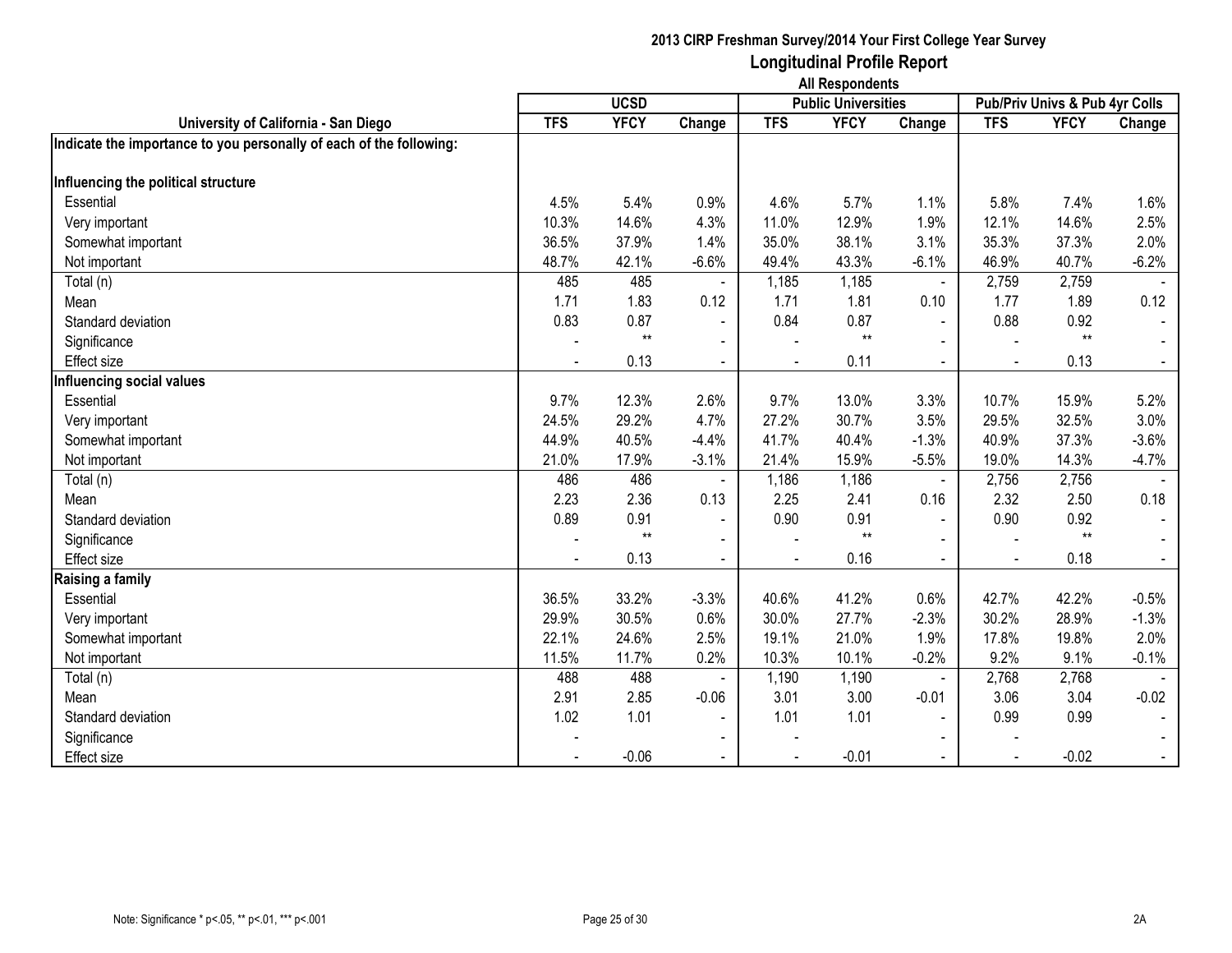# 2013 CIRP Freshman Survey/2014 Your First College Year Survey

## Longitudinal Profile Report

### All Respondents

| University of California - San Diego | UCSD | | | Public Universities | | | Pub/Priv Univs & Pub 4yr Colls | | |
|---|---|---|---|---|---|---|---|---|---|
| | TFS | YFCY | Change | TFS | YFCY | Change | TFS | YFCY | Change |
| **Indicate the importance to you personally of each of the following:** | | | | | | | | | |
| **Influencing the political structure** | | | | | | | | | |
| Essential | 4.5% | 5.4% | 0.9% | 4.6% | 5.7% | 1.1% | 5.8% | 7.4% | 1.6% |
| Very important | 10.3% | 14.6% | 4.3% | 11.0% | 12.9% | 1.9% | 12.1% | 14.6% | 2.5% |
| Somewhat important | 36.5% | 37.9% | 1.4% | 35.0% | 38.1% | 3.1% | 35.3% | 37.3% | 2.0% |
| Not important | 48.7% | 42.1% | -6.6% | 49.4% | 43.3% | -6.1% | 46.9% | 40.7% | -6.2% |
| Total (n) | 485 | 485 | - | 1,185 | 1,185 | - | 2,759 | 2,759 | - |
| Mean | 1.71 | 1.83 | 0.12 | 1.71 | 1.81 | 0.10 | 1.77 | 1.89 | 0.12 |
| Standard deviation | 0.83 | 0.87 | - | 0.84 | 0.87 | - | 0.88 | 0.92 | - |
| Significance | - | ** | - | - | ** | - | - | ** | - |
| Effect size | - | 0.13 | - | - | 0.11 | - | - | 0.13 | - |
| **Influencing social values** | | | | | | | | | |
| Essential | 9.7% | 12.3% | 2.6% | 9.7% | 13.0% | 3.3% | 10.7% | 15.9% | 5.2% |
| Very important | 24.5% | 29.2% | 4.7% | 27.2% | 30.7% | 3.5% | 29.5% | 32.5% | 3.0% |
| Somewhat important | 44.9% | 40.5% | -4.4% | 41.7% | 40.4% | -1.3% | 40.9% | 37.3% | -3.6% |
| Not important | 21.0% | 17.9% | -3.1% | 21.4% | 15.9% | -5.5% | 19.0% | 14.3% | -4.7% |
| Total (n) | 486 | 486 | - | 1,186 | 1,186 | - | 2,756 | 2,756 | - |
| Mean | 2.23 | 2.36 | 0.13 | 2.25 | 2.41 | 0.16 | 2.32 | 2.50 | 0.18 |
| Standard deviation | 0.89 | 0.91 | - | 0.90 | 0.91 | - | 0.90 | 0.92 | - |
| Significance | - | ** | - | - | ** | - | - | ** | - |
| Effect size | - | 0.13 | - | - | 0.16 | - | - | 0.18 | - |
| **Raising a family** | | | | | | | | | |
| Essential | 36.5% | 33.2% | -3.3% | 40.6% | 41.2% | 0.6% | 42.7% | 42.2% | -0.5% |
| Very important | 29.9% | 30.5% | 0.6% | 30.0% | 27.7% | -2.3% | 30.2% | 28.9% | -1.3% |
| Somewhat important | 22.1% | 24.6% | 2.5% | 19.1% | 21.0% | 1.9% | 17.8% | 19.8% | 2.0% |
| Not important | 11.5% | 11.7% | 0.2% | 10.3% | 10.1% | -0.2% | 9.2% | 9.1% | -0.1% |
| Total (n) | 488 | 488 | - | 1,190 | 1,190 | - | 2,768 | 2,768 | - |
| Mean | 2.91 | 2.85 | -0.06 | 3.01 | 3.00 | -0.01 | 3.06 | 3.04 | -0.02 |
| Standard deviation | 1.02 | 1.01 | - | 1.01 | 1.01 | - | 0.99 | 0.99 | - |
| Significance | - | | - | - | | - | - | | - |
| Effect size | - | -0.06 | - | - | -0.01 | - | - | -0.02 | - |

Note: Significance * p<.05, ** p<.01, *** p<.001

2A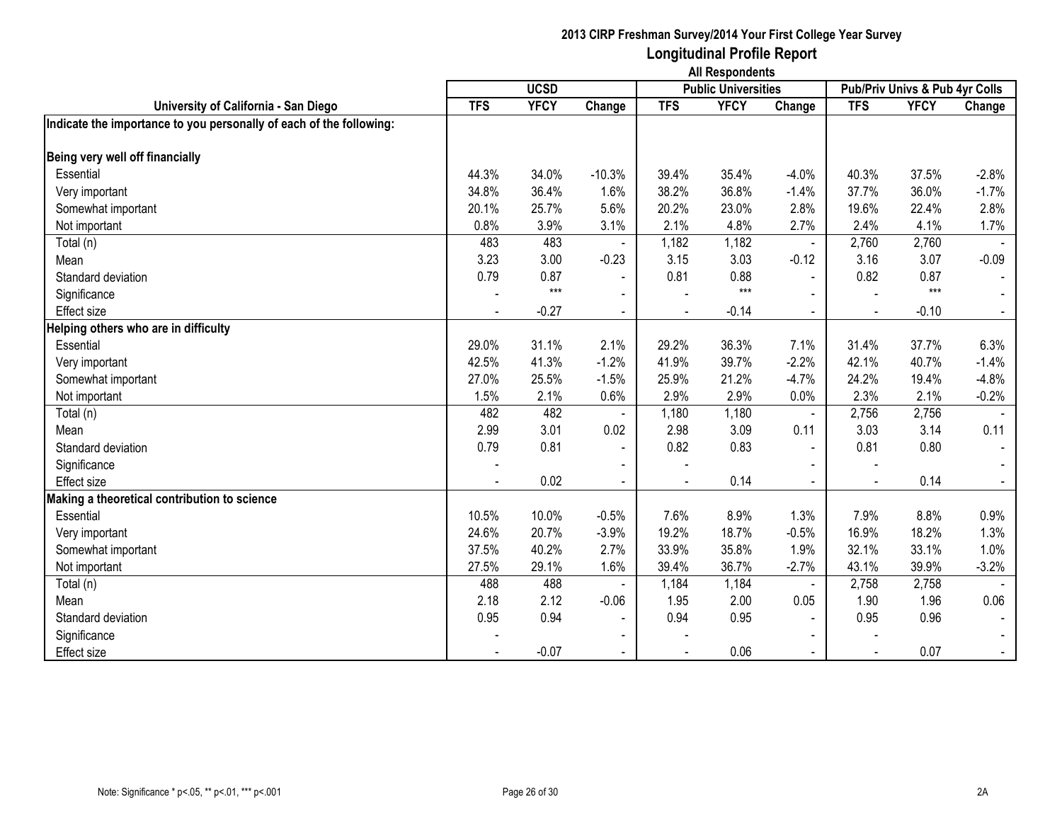**2013 CIRP Freshman Survey/2014 Your First College Year Survey**
**Longitudinal Profile Report**
**All Respondents**

| University of California - San Diego | UCSD | | | Public Universities | | | Pub/Priv Univs & Pub 4yr Colls | | |
|---|---|---|---|---|---|---|---|---|---|
| | TFS | YFCY | Change | TFS | YFCY | Change | TFS | YFCY | Change |
| **Indicate the importance to you personally of each of the following:** | | | | | | | | | |
| **Being very well off financially** | | | | | | | | | |
| Essential | 44.3% | 34.0% | -10.3% | 39.4% | 35.4% | -4.0% | 40.3% | 37.5% | -2.8% |
| Very important | 34.8% | 36.4% | 1.6% | 38.2% | 36.8% | -1.4% | 37.7% | 36.0% | -1.7% |
| Somewhat important | 20.1% | 25.7% | 5.6% | 20.2% | 23.0% | 2.8% | 19.6% | 22.4% | 2.8% |
| Not important | 0.8% | 3.9% | 3.1% | 2.1% | 4.8% | 2.7% | 2.4% | 4.1% | 1.7% |
| Total (n) | 483 | 483 | - | 1,182 | 1,182 | - | 2,760 | 2,760 | - |
| Mean | 3.23 | 3.00 | -0.23 | 3.15 | 3.03 | -0.12 | 3.16 | 3.07 | -0.09 |
| Standard deviation | 0.79 | 0.87 | - | 0.81 | 0.88 | - | 0.82 | 0.87 | - |
| Significance | - | *** | - | - | *** | - | - | *** | - |
| Effect size | - | -0.27 | - | - | -0.14 | - | - | -0.10 | - |
| **Helping others who are in difficulty** | | | | | | | | | |
| Essential | 29.0% | 31.1% | 2.1% | 29.2% | 36.3% | 7.1% | 31.4% | 37.7% | 6.3% |
| Very important | 42.5% | 41.3% | -1.2% | 41.9% | 39.7% | -2.2% | 42.1% | 40.7% | -1.4% |
| Somewhat important | 27.0% | 25.5% | -1.5% | 25.9% | 21.2% | -4.7% | 24.2% | 19.4% | -4.8% |
| Not important | 1.5% | 2.1% | 0.6% | 2.9% | 2.9% | 0.0% | 2.3% | 2.1% | -0.2% |
| Total (n) | 482 | 482 | - | 1,180 | 1,180 | - | 2,756 | 2,756 | - |
| Mean | 2.99 | 3.01 | 0.02 | 2.98 | 3.09 | 0.11 | 3.03 | 3.14 | 0.11 |
| Standard deviation | 0.79 | 0.81 | - | 0.82 | 0.83 | - | 0.81 | 0.80 | - |
| Significance | - | | - | - | | - | - | | - |
| Effect size | - | 0.02 | - | - | 0.14 | - | - | 0.14 | - |
| **Making a theoretical contribution to science** | | | | | | | | | |
| Essential | 10.5% | 10.0% | -0.5% | 7.6% | 8.9% | 1.3% | 7.9% | 8.8% | 0.9% |
| Very important | 24.6% | 20.7% | -3.9% | 19.2% | 18.7% | -0.5% | 16.9% | 18.2% | 1.3% |
| Somewhat important | 37.5% | 40.2% | 2.7% | 33.9% | 35.8% | 1.9% | 32.1% | 33.1% | 1.0% |
| Not important | 27.5% | 29.1% | 1.6% | 39.4% | 36.7% | -2.7% | 43.1% | 39.9% | -3.2% |
| Total (n) | 488 | 488 | - | 1,184 | 1,184 | - | 2,758 | 2,758 | - |
| Mean | 2.18 | 2.12 | -0.06 | 1.95 | 2.00 | 0.05 | 1.90 | 1.96 | 0.06 |
| Standard deviation | 0.95 | 0.94 | - | 0.94 | 0.95 | - | 0.95 | 0.96 | - |
| Significance | - | | - | - | | - | - | | - |
| Effect size | - | -0.07 | - | - | 0.06 | - | - | 0.07 | - |

Note: Significance * p<.05, ** p<.01, *** p<.001

2A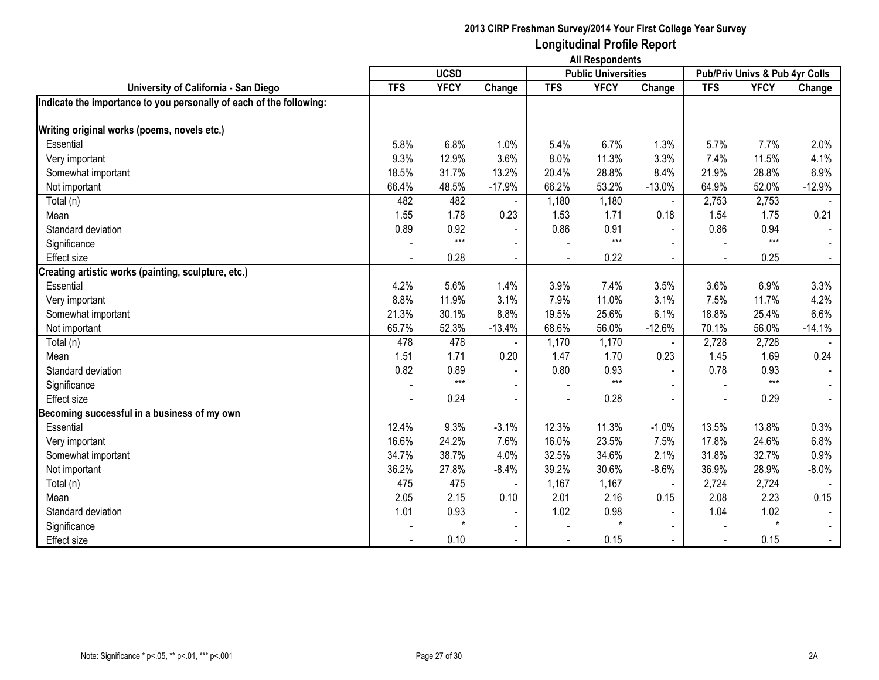# 2013 CIRP Freshman Survey/2014 Your First College Year Survey

## Longitudinal Profile Report

### All Respondents

| University of California - San Diego | UCSD | | | Public Universities | | | Pub/Priv Univs & Pub 4yr Colls | | |
|---|---|---|---|---|---|---|---|---|---|
| | TFS | YFCY | Change | TFS | YFCY | Change | TFS | YFCY | Change |
| **Indicate the importance to you personally of each of the following:** | | | | | | | | | |
| **Writing original works (poems, novels etc.)** | | | | | | | | | |
| Essential | 5.8% | 6.8% | 1.0% | 5.4% | 6.7% | 1.3% | 5.7% | 7.7% | 2.0% |
| Very important | 9.3% | 12.9% | 3.6% | 8.0% | 11.3% | 3.3% | 7.4% | 11.5% | 4.1% |
| Somewhat important | 18.5% | 31.7% | 13.2% | 20.4% | 28.8% | 8.4% | 21.9% | 28.8% | 6.9% |
| Not important | 66.4% | 48.5% | -17.9% | 66.2% | 53.2% | -13.0% | 64.9% | 52.0% | -12.9% |
| Total (n) | 482 | 482 | - | 1,180 | 1,180 | - | 2,753 | 2,753 | - |
| Mean | 1.55 | 1.78 | 0.23 | 1.53 | 1.71 | 0.18 | 1.54 | 1.75 | 0.21 |
| Standard deviation | 0.89 | 0.92 | - | 0.86 | 0.91 | - | 0.86 | 0.94 | - |
| Significance | - | *** | - | - | *** | - | - | *** | - |
| Effect size | - | 0.28 | - | - | 0.22 | - | - | 0.25 | - |
| **Creating artistic works (painting, sculpture, etc.)** | | | | | | | | | |
| Essential | 4.2% | 5.6% | 1.4% | 3.9% | 7.4% | 3.5% | 3.6% | 6.9% | 3.3% |
| Very important | 8.8% | 11.9% | 3.1% | 7.9% | 11.0% | 3.1% | 7.5% | 11.7% | 4.2% |
| Somewhat important | 21.3% | 30.1% | 8.8% | 19.5% | 25.6% | 6.1% | 18.8% | 25.4% | 6.6% |
| Not important | 65.7% | 52.3% | -13.4% | 68.6% | 56.0% | -12.6% | 70.1% | 56.0% | -14.1% |
| Total (n) | 478 | 478 | - | 1,170 | 1,170 | - | 2,728 | 2,728 | - |
| Mean | 1.51 | 1.71 | 0.20 | 1.47 | 1.70 | 0.23 | 1.45 | 1.69 | 0.24 |
| Standard deviation | 0.82 | 0.89 | - | 0.80 | 0.93 | - | 0.78 | 0.93 | - |
| Significance | - | *** | - | - | *** | - | - | *** | - |
| Effect size | - | 0.24 | - | - | 0.28 | - | - | 0.29 | - |
| **Becoming successful in a business of my own** | | | | | | | | | |
| Essential | 12.4% | 9.3% | -3.1% | 12.3% | 11.3% | -1.0% | 13.5% | 13.8% | 0.3% |
| Very important | 16.6% | 24.2% | 7.6% | 16.0% | 23.5% | 7.5% | 17.8% | 24.6% | 6.8% |
| Somewhat important | 34.7% | 38.7% | 4.0% | 32.5% | 34.6% | 2.1% | 31.8% | 32.7% | 0.9% |
| Not important | 36.2% | 27.8% | -8.4% | 39.2% | 30.6% | -8.6% | 36.9% | 28.9% | -8.0% |
| Total (n) | 475 | 475 | - | 1,167 | 1,167 | - | 2,724 | 2,724 | - |
| Mean | 2.05 | 2.15 | 0.10 | 2.01 | 2.16 | 0.15 | 2.08 | 2.23 | 0.15 |
| Standard deviation | 1.01 | 0.93 | - | 1.02 | 0.98 | - | 1.04 | 1.02 | - |
| Significance | - | * | - | - | * | - | - | * | - |
| Effect size | - | 0.10 | - | - | 0.15 | - | - | 0.15 | - |

Note: Significance * p<.05, ** p<.01, *** p<.001

2A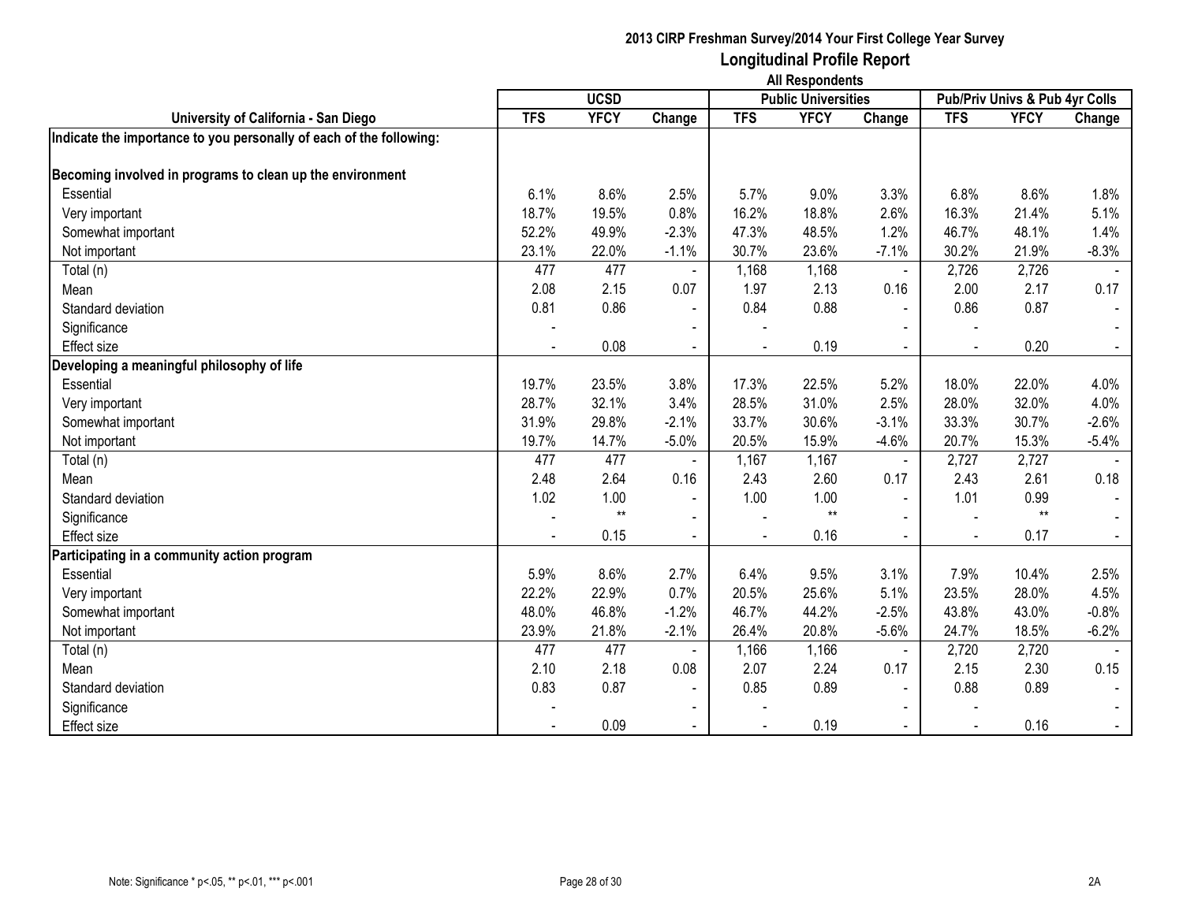# 2013 CIRP Freshman Survey/2014 Your First College Year Survey
## Longitudinal Profile Report
### All Respondents

| University of California - San Diego | UCSD | | | Public Universities | | | Pub/Priv Univs & Pub 4yr Colls | | |
|---|---|---|---|---|---|---|---|---|---|
| | TFS | YFCY | Change | TFS | YFCY | Change | TFS | YFCY | Change |
| **Indicate the importance to you personally of each of the following:** | | | | | | | | | |
| **Becoming involved in programs to clean up the environment** | | | | | | | | | |
| Essential | 6.1% | 8.6% | 2.5% | 5.7% | 9.0% | 3.3% | 6.8% | 8.6% | 1.8% |
| Very important | 18.7% | 19.5% | 0.8% | 16.2% | 18.8% | 2.6% | 16.3% | 21.4% | 5.1% |
| Somewhat important | 52.2% | 49.9% | -2.3% | 47.3% | 48.5% | 1.2% | 46.7% | 48.1% | 1.4% |
| Not important | 23.1% | 22.0% | -1.1% | 30.7% | 23.6% | -7.1% | 30.2% | 21.9% | -8.3% |
| Total (n) | 477 | 477 | - | 1,168 | 1,168 | - | 2,726 | 2,726 | - |
| Mean | 2.08 | 2.15 | 0.07 | 1.97 | 2.13 | 0.16 | 2.00 | 2.17 | 0.17 |
| Standard deviation | 0.81 | 0.86 | - | 0.84 | 0.88 | - | 0.86 | 0.87 | - |
| Significance | - | | - | - | | - | - | | - |
| Effect size | - | 0.08 | - | - | 0.19 | - | - | 0.20 | - |
| **Developing a meaningful philosophy of life** | | | | | | | | | |
| Essential | 19.7% | 23.5% | 3.8% | 17.3% | 22.5% | 5.2% | 18.0% | 22.0% | 4.0% |
| Very important | 28.7% | 32.1% | 3.4% | 28.5% | 31.0% | 2.5% | 28.0% | 32.0% | 4.0% |
| Somewhat important | 31.9% | 29.8% | -2.1% | 33.7% | 30.6% | -3.1% | 33.3% | 30.7% | -2.6% |
| Not important | 19.7% | 14.7% | -5.0% | 20.5% | 15.9% | -4.6% | 20.7% | 15.3% | -5.4% |
| Total (n) | 477 | 477 | - | 1,167 | 1,167 | - | 2,727 | 2,727 | - |
| Mean | 2.48 | 2.64 | 0.16 | 2.43 | 2.60 | 0.17 | 2.43 | 2.61 | 0.18 |
| Standard deviation | 1.02 | 1.00 | - | 1.00 | 1.00 | - | 1.01 | 0.99 | - |
| Significance | - | ** | - | - | ** | - | - | ** | - |
| Effect size | - | 0.15 | - | - | 0.16 | - | - | 0.17 | - |
| **Participating in a community action program** | | | | | | | | | |
| Essential | 5.9% | 8.6% | 2.7% | 6.4% | 9.5% | 3.1% | 7.9% | 10.4% | 2.5% |
| Very important | 22.2% | 22.9% | 0.7% | 20.5% | 25.6% | 5.1% | 23.5% | 28.0% | 4.5% |
| Somewhat important | 48.0% | 46.8% | -1.2% | 46.7% | 44.2% | -2.5% | 43.8% | 43.0% | -0.8% |
| Not important | 23.9% | 21.8% | -2.1% | 26.4% | 20.8% | -5.6% | 24.7% | 18.5% | -6.2% |
| Total (n) | 477 | 477 | - | 1,166 | 1,166 | - | 2,720 | 2,720 | - |
| Mean | 2.10 | 2.18 | 0.08 | 2.07 | 2.24 | 0.17 | 2.15 | 2.30 | 0.15 |
| Standard deviation | 0.83 | 0.87 | - | 0.85 | 0.89 | - | 0.88 | 0.89 | - |
| Significance | - | | - | - | | - | - | | - |
| Effect size | - | 0.09 | - | - | 0.19 | - | - | 0.16 | - |

Note: Significance * p<.05, ** p<.01, *** p<.001

2A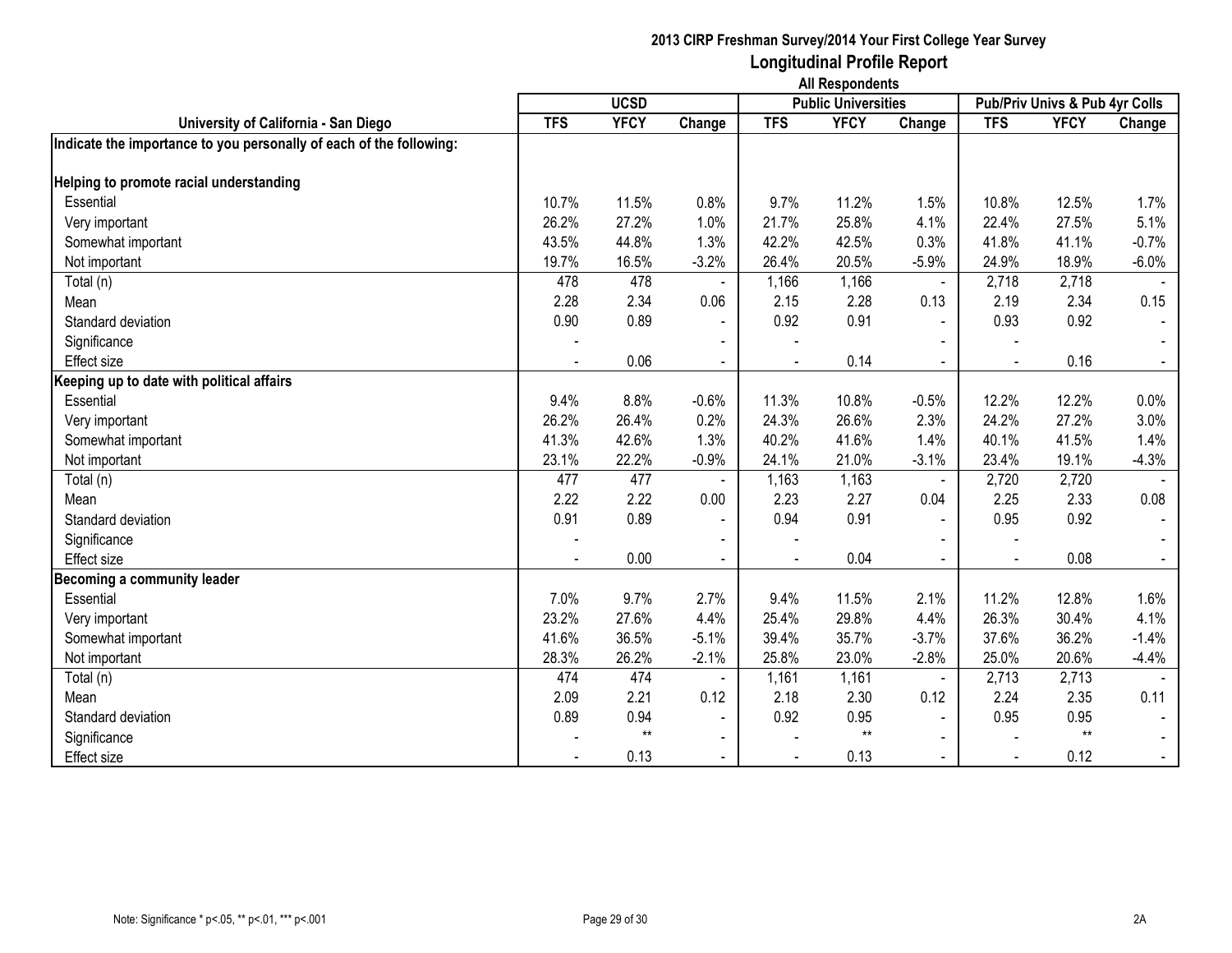**2013 CIRP Freshman Survey/2014 Your First College Year Survey**
**Longitudinal Profile Report**
**All Respondents**

| University of California - San Diego | UCSD | | | Public Universities | | | Pub/Priv Univs & Pub 4yr Colls | | |
|---|---|---|---|---|---|---|---|---|---|
| | TFS | YFCY | Change | TFS | YFCY | Change | TFS | YFCY | Change |
| **Indicate the importance to you personally of each of the following:** | | | | | | | | | |
| **Helping to promote racial understanding** | | | | | | | | | |
| Essential | 10.7% | 11.5% | 0.8% | 9.7% | 11.2% | 1.5% | 10.8% | 12.5% | 1.7% |
| Very important | 26.2% | 27.2% | 1.0% | 21.7% | 25.8% | 4.1% | 22.4% | 27.5% | 5.1% |
| Somewhat important | 43.5% | 44.8% | 1.3% | 42.2% | 42.5% | 0.3% | 41.8% | 41.1% | -0.7% |
| Not important | 19.7% | 16.5% | -3.2% | 26.4% | 20.5% | -5.9% | 24.9% | 18.9% | -6.0% |
| Total (n) | 478 | 478 | - | 1,166 | 1,166 | - | 2,718 | 2,718 | - |
| Mean | 2.28 | 2.34 | 0.06 | 2.15 | 2.28 | 0.13 | 2.19 | 2.34 | 0.15 |
| Standard deviation | 0.90 | 0.89 | - | 0.92 | 0.91 | - | 0.93 | 0.92 | - |
| Significance | - | | - | - | | - | - | | - |
| Effect size | - | 0.06 | - | - | 0.14 | - | - | 0.16 | - |
| **Keeping up to date with political affairs** | | | | | | | | | |
| Essential | 9.4% | 8.8% | -0.6% | 11.3% | 10.8% | -0.5% | 12.2% | 12.2% | 0.0% |
| Very important | 26.2% | 26.4% | 0.2% | 24.3% | 26.6% | 2.3% | 24.2% | 27.2% | 3.0% |
| Somewhat important | 41.3% | 42.6% | 1.3% | 40.2% | 41.6% | 1.4% | 40.1% | 41.5% | 1.4% |
| Not important | 23.1% | 22.2% | -0.9% | 24.1% | 21.0% | -3.1% | 23.4% | 19.1% | -4.3% |
| Total (n) | 477 | 477 | - | 1,163 | 1,163 | - | 2,720 | 2,720 | - |
| Mean | 2.22 | 2.22 | 0.00 | 2.23 | 2.27 | 0.04 | 2.25 | 2.33 | 0.08 |
| Standard deviation | 0.91 | 0.89 | - | 0.94 | 0.91 | - | 0.95 | 0.92 | - |
| Significance | - | | - | - | | - | - | | - |
| Effect size | - | 0.00 | - | - | 0.04 | - | - | 0.08 | - |
| **Becoming a community leader** | | | | | | | | | |
| Essential | 7.0% | 9.7% | 2.7% | 9.4% | 11.5% | 2.1% | 11.2% | 12.8% | 1.6% |
| Very important | 23.2% | 27.6% | 4.4% | 25.4% | 29.8% | 4.4% | 26.3% | 30.4% | 4.1% |
| Somewhat important | 41.6% | 36.5% | -5.1% | 39.4% | 35.7% | -3.7% | 37.6% | 36.2% | -1.4% |
| Not important | 28.3% | 26.2% | -2.1% | 25.8% | 23.0% | -2.8% | 25.0% | 20.6% | -4.4% |
| Total (n) | 474 | 474 | - | 1,161 | 1,161 | - | 2,713 | 2,713 | - |
| Mean | 2.09 | 2.21 | 0.12 | 2.18 | 2.30 | 0.12 | 2.24 | 2.35 | 0.11 |
| Standard deviation | 0.89 | 0.94 | - | 0.92 | 0.95 | - | 0.95 | 0.95 | - |
| Significance | - | ** | - | - | ** | - | - | ** | - |
| Effect size | - | 0.13 | - | - | 0.13 | - | - | 0.12 | - |

Note: Significance * p<.05, ** p<.01, *** p<.001

2A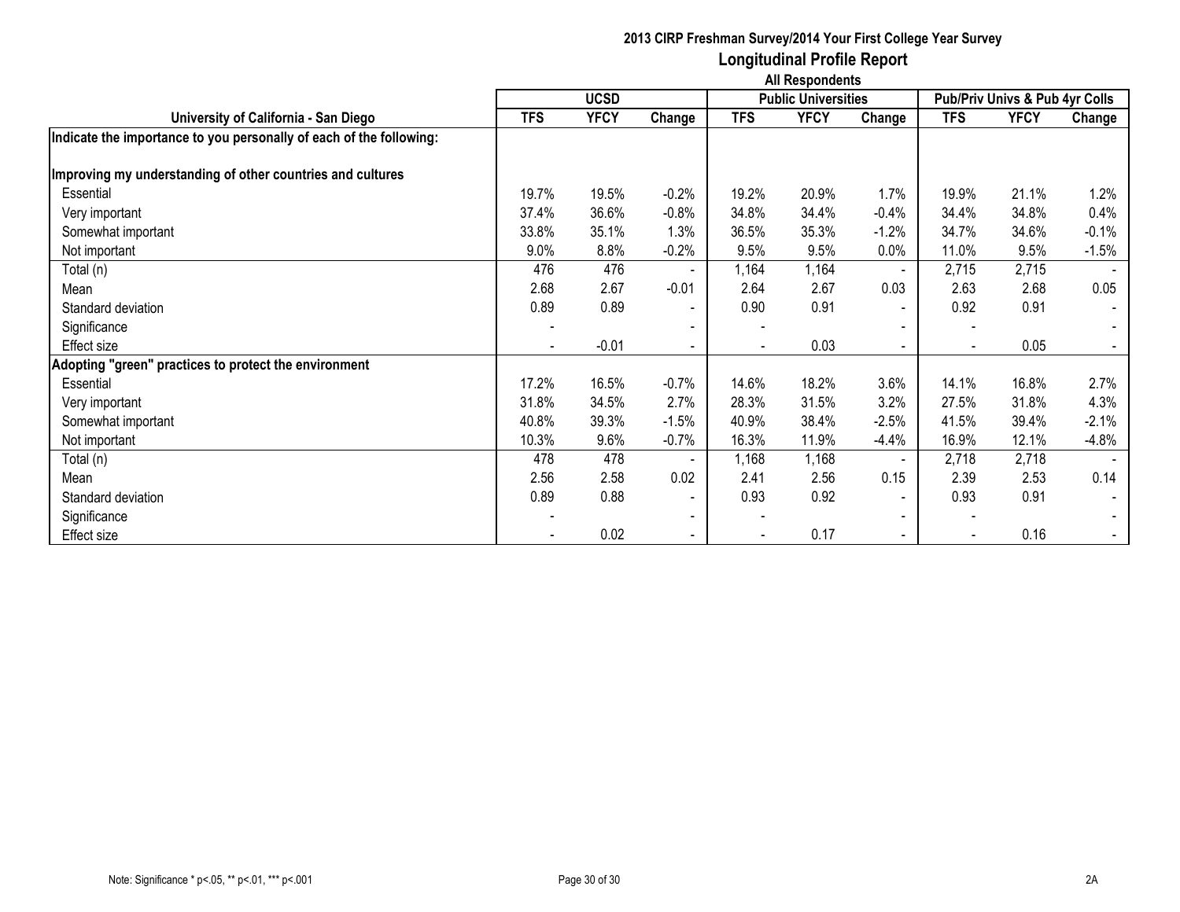**2013 CIRP Freshman Survey/2014 Your First College Year Survey**

**Longitudinal Profile Report**

**All Respondents**

| University of California - San Diego | UCSD | | | Public Universities | | | Pub/Priv Univs & Pub 4yr Colls | | |
|---|---|---|---|---|---|---|---|---|---|
| | TFS | YFCY | Change | TFS | YFCY | Change | TFS | YFCY | Change |
| **Indicate the importance to you personally of each of the following:** | | | | | | | | | |
| **Improving my understanding of other countries and cultures** | | | | | | | | | |
| Essential | 19.7% | 19.5% | -0.2% | 19.2% | 20.9% | 1.7% | 19.9% | 21.1% | 1.2% |
| Very important | 37.4% | 36.6% | -0.8% | 34.8% | 34.4% | -0.4% | 34.4% | 34.8% | 0.4% |
| Somewhat important | 33.8% | 35.1% | 1.3% | 36.5% | 35.3% | -1.2% | 34.7% | 34.6% | -0.1% |
| Not important | 9.0% | 8.8% | -0.2% | 9.5% | 9.5% | 0.0% | 11.0% | 9.5% | -1.5% |
| Total (n) | 476 | 476 | - | 1,164 | 1,164 | - | 2,715 | 2,715 | - |
| Mean | 2.68 | 2.67 | -0.01 | 2.64 | 2.67 | 0.03 | 2.63 | 2.68 | 0.05 |
| Standard deviation | 0.89 | 0.89 | - | 0.90 | 0.91 | - | 0.92 | 0.91 | - |
| Significance | - | | - | - | | - | - | | - |
| Effect size | - | -0.01 | - | - | 0.03 | - | - | 0.05 | - |
| **Adopting "green" practices to protect the environment** | | | | | | | | | |
| Essential | 17.2% | 16.5% | -0.7% | 14.6% | 18.2% | 3.6% | 14.1% | 16.8% | 2.7% |
| Very important | 31.8% | 34.5% | 2.7% | 28.3% | 31.5% | 3.2% | 27.5% | 31.8% | 4.3% |
| Somewhat important | 40.8% | 39.3% | -1.5% | 40.9% | 38.4% | -2.5% | 41.5% | 39.4% | -2.1% |
| Not important | 10.3% | 9.6% | -0.7% | 16.3% | 11.9% | -4.4% | 16.9% | 12.1% | -4.8% |
| Total (n) | 478 | 478 | - | 1,168 | 1,168 | - | 2,718 | 2,718 | - |
| Mean | 2.56 | 2.58 | 0.02 | 2.41 | 2.56 | 0.15 | 2.39 | 2.53 | 0.14 |
| Standard deviation | 0.89 | 0.88 | - | 0.93 | 0.92 | - | 0.93 | 0.91 | - |
| Significance | - | | - | - | | - | - | | - |
| Effect size | - | 0.02 | - | - | 0.17 | - | - | 0.16 | - |

Note: Significance * p<.05, ** p<.01, *** p<.001

2A